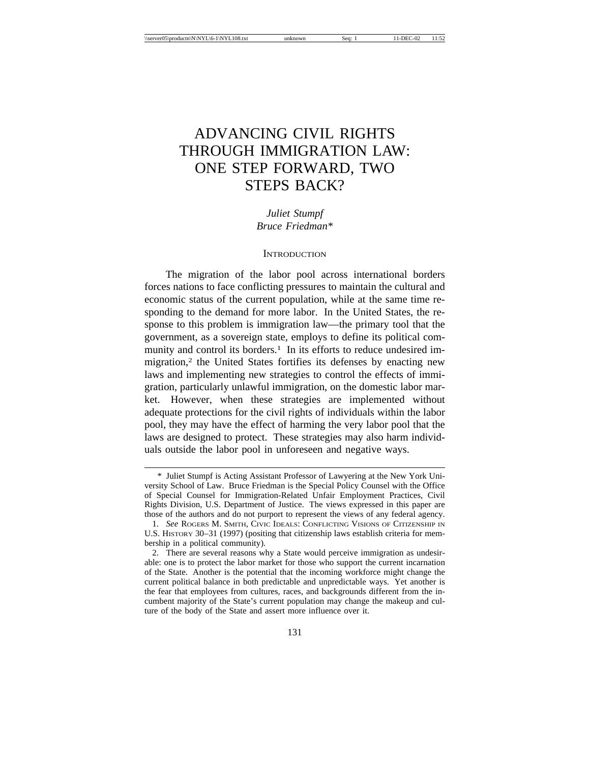# ADVANCING CIVIL RIGHTS THROUGH IMMIGRATION LAW: ONE STEP FORWARD, TWO STEPS BACK?

*Juliet Stumpf*
*Bruce Friedman**

## INTRODUCTION

The migration of the labor pool across international borders forces nations to face conflicting pressures to maintain the cultural and economic status of the current population, while at the same time responding to the demand for more labor. In the United States, the response to this problem is immigration law—the primary tool that the government, as a sovereign state, employs to define its political community and control its borders.[1] In its efforts to reduce undesired immigration,[2] the United States fortifies its defenses by enacting new laws and implementing new strategies to control the effects of immigration, particularly unlawful immigration, on the domestic labor market. However, when these strategies are implemented without adequate protections for the civil rights of individuals within the labor pool, they may have the effect of harming the very labor pool that the laws are designed to protect. These strategies may also harm individuals outside the labor pool in unforeseen and negative ways.

---

\* Juliet Stumpf is Acting Assistant Professor of Lawyering at the New York University School of Law. Bruce Friedman is the Special Policy Counsel with the Office of Special Counsel for Immigration-Related Unfair Employment Practices, Civil Rights Division, U.S. Department of Justice. The views expressed in this paper are those of the authors and do not purport to represent the views of any federal agency.

1. *See* ROGERS M. SMITH, CIVIC IDEALS: CONFLICTING VISIONS OF CITIZENSHIP IN U.S. HISTORY 30–31 (1997) (positing that citizenship laws establish criteria for membership in a political community).

2. There are several reasons why a State would perceive immigration as undesirable: one is to protect the labor market for those who support the current incarnation of the State. Another is the potential that the incoming workforce might change the current political balance in both predictable and unpredictable ways. Yet another is the fear that employees from cultures, races, and backgrounds different from the incumbent majority of the State's current population may change the makeup and culture of the body of the State and assert more influence over it.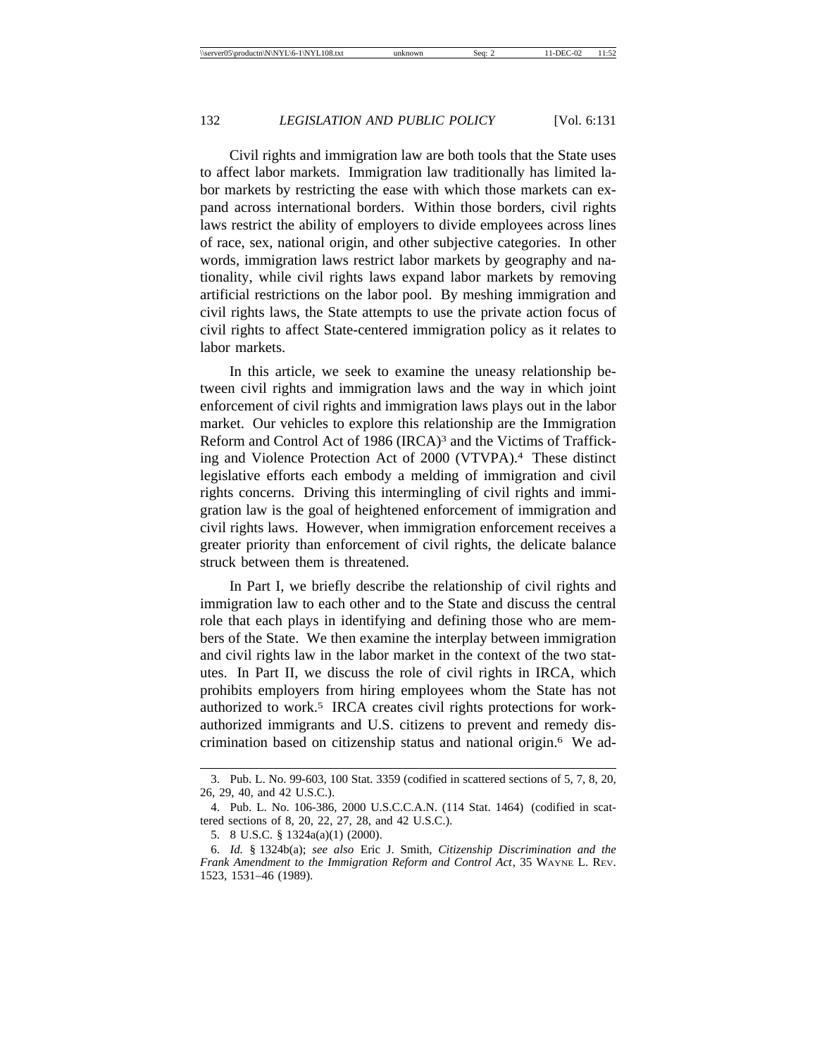Civil rights and immigration law are both tools that the State uses to affect labor markets. Immigration law traditionally has limited labor markets by restricting the ease with which those markets can expand across international borders. Within those borders, civil rights laws restrict the ability of employers to divide employees across lines of race, sex, national origin, and other subjective categories. In other words, immigration laws restrict labor markets by geography and nationality, while civil rights laws expand labor markets by removing artificial restrictions on the labor pool. By meshing immigration and civil rights laws, the State attempts to use the private action focus of civil rights to affect State-centered immigration policy as it relates to labor markets.

In this article, we seek to examine the uneasy relationship between civil rights and immigration laws and the way in which joint enforcement of civil rights and immigration laws plays out in the labor market. Our vehicles to explore this relationship are the Immigration Reform and Control Act of 1986 (IRCA)[3] and the Victims of Trafficking and Violence Protection Act of 2000 (VTVPA).[4] These distinct legislative efforts each embody a melding of immigration and civil rights concerns. Driving this intermingling of civil rights and immigration law is the goal of heightened enforcement of immigration and civil rights laws. However, when immigration enforcement receives a greater priority than enforcement of civil rights, the delicate balance struck between them is threatened.

In Part I, we briefly describe the relationship of civil rights and immigration law to each other and to the State and discuss the central role that each plays in identifying and defining those who are members of the State. We then examine the interplay between immigration and civil rights law in the labor market in the context of the two statutes. In Part II, we discuss the role of civil rights in IRCA, which prohibits employers from hiring employees whom the State has not authorized to work.[5] IRCA creates civil rights protections for work-authorized immigrants and U.S. citizens to prevent and remedy discrimination based on citizenship status and national origin.[6] We ad-

---

3. Pub. L. No. 99-603, 100 Stat. 3359 (codified in scattered sections of 5, 7, 8, 20, 26, 29, 40, and 42 U.S.C.).

4. Pub. L. No. 106-386, 2000 U.S.C.C.A.N. (114 Stat. 1464) (codified in scattered sections of 8, 20, 22, 27, 28, and 42 U.S.C.).

5. 8 U.S.C. § 1324a(a)(1) (2000).

6. *Id.* § 1324b(a); *see also* Eric J. Smith, *Citizenship Discrimination and the Frank Amendment to the Immigration Reform and Control Act*, 35 WAYNE L. REV. 1523, 1531–46 (1989).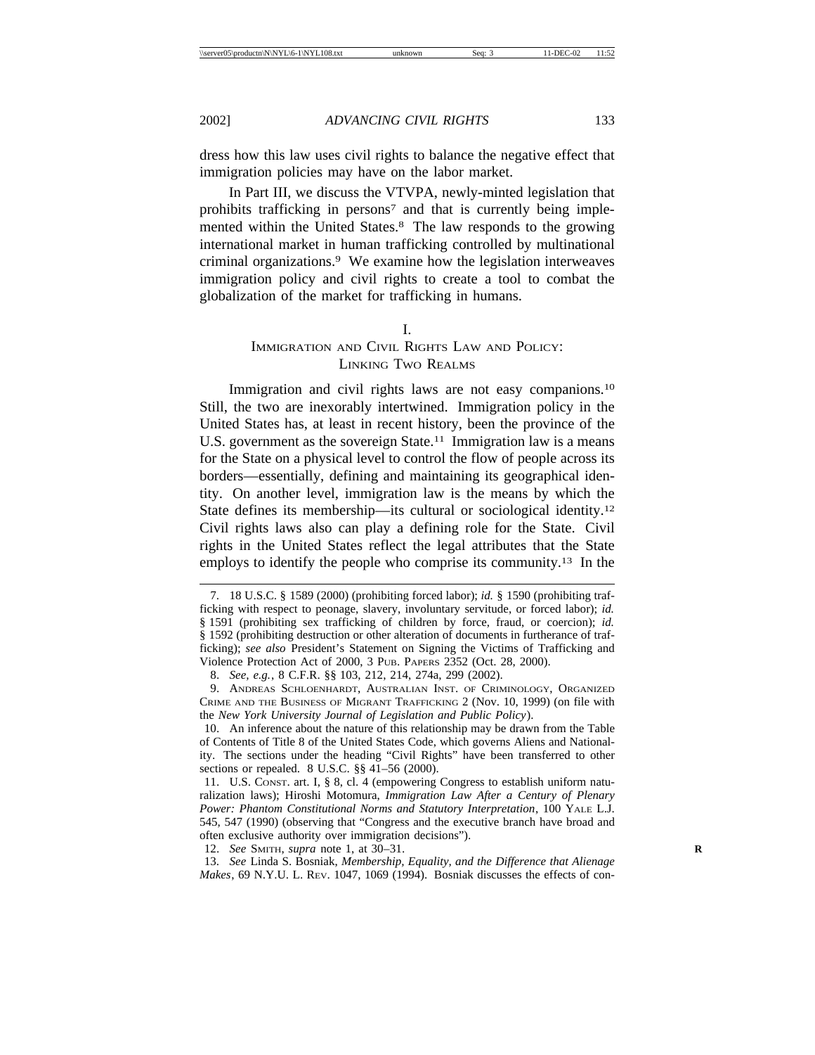dress how this law uses civil rights to balance the negative effect that immigration policies may have on the labor market.

In Part III, we discuss the VTVPA, newly-minted legislation that prohibits trafficking in persons[7] and that is currently being implemented within the United States.[8] The law responds to the growing international market in human trafficking controlled by multinational criminal organizations.[9] We examine how the legislation interweaves immigration policy and civil rights to create a tool to combat the globalization of the market for trafficking in humans.

## I. IMMIGRATION AND CIVIL RIGHTS LAW AND POLICY: LINKING TWO REALMS

Immigration and civil rights laws are not easy companions.[10] Still, the two are inexorably intertwined. Immigration policy in the United States has, at least in recent history, been the province of the U.S. government as the sovereign State.[11] Immigration law is a means for the State on a physical level to control the flow of people across its borders—essentially, defining and maintaining its geographical identity. On another level, immigration law is the means by which the State defines its membership—its cultural or sociological identity.[12] Civil rights laws also can play a defining role for the State. Civil rights in the United States reflect the legal attributes that the State employs to identify the people who comprise its community.[13] In the

---

7. 18 U.S.C. § 1589 (2000) (prohibiting forced labor); *id.* § 1590 (prohibiting trafficking with respect to peonage, slavery, involuntary servitude, or forced labor); *id.* § 1591 (prohibiting sex trafficking of children by force, fraud, or coercion); *id.* § 1592 (prohibiting destruction or other alteration of documents in furtherance of trafficking); *see also* President's Statement on Signing the Victims of Trafficking and Violence Protection Act of 2000, 3 PUB. PAPERS 2352 (Oct. 28, 2000).

8. *See, e.g.*, 8 C.F.R. §§ 103, 212, 214, 274a, 299 (2002).

9. ANDREAS SCHLOENHARDT, AUSTRALIAN INST. OF CRIMINOLOGY, ORGANIZED CRIME AND THE BUSINESS OF MIGRANT TRAFFICKING 2 (Nov. 10, 1999) (on file with the *New York University Journal of Legislation and Public Policy*).

10. An inference about the nature of this relationship may be drawn from the Table of Contents of Title 8 of the United States Code, which governs Aliens and Nationality. The sections under the heading "Civil Rights" have been transferred to other sections or repealed. 8 U.S.C. §§ 41–56 (2000).

11. U.S. CONST. art. I, § 8, cl. 4 (empowering Congress to establish uniform naturalization laws); Hiroshi Motomura, *Immigration Law After a Century of Plenary Power: Phantom Constitutional Norms and Statutory Interpretation*, 100 YALE L.J. 545, 547 (1990) (observing that "Congress and the executive branch have broad and often exclusive authority over immigration decisions").

12. *See* SMITH, *supra* note 1, at 30–31.

13. *See* Linda S. Bosniak, *Membership, Equality, and the Difference that Alienage Makes*, 69 N.Y.U. L. REV. 1047, 1069 (1994). Bosniak discusses the effects of con-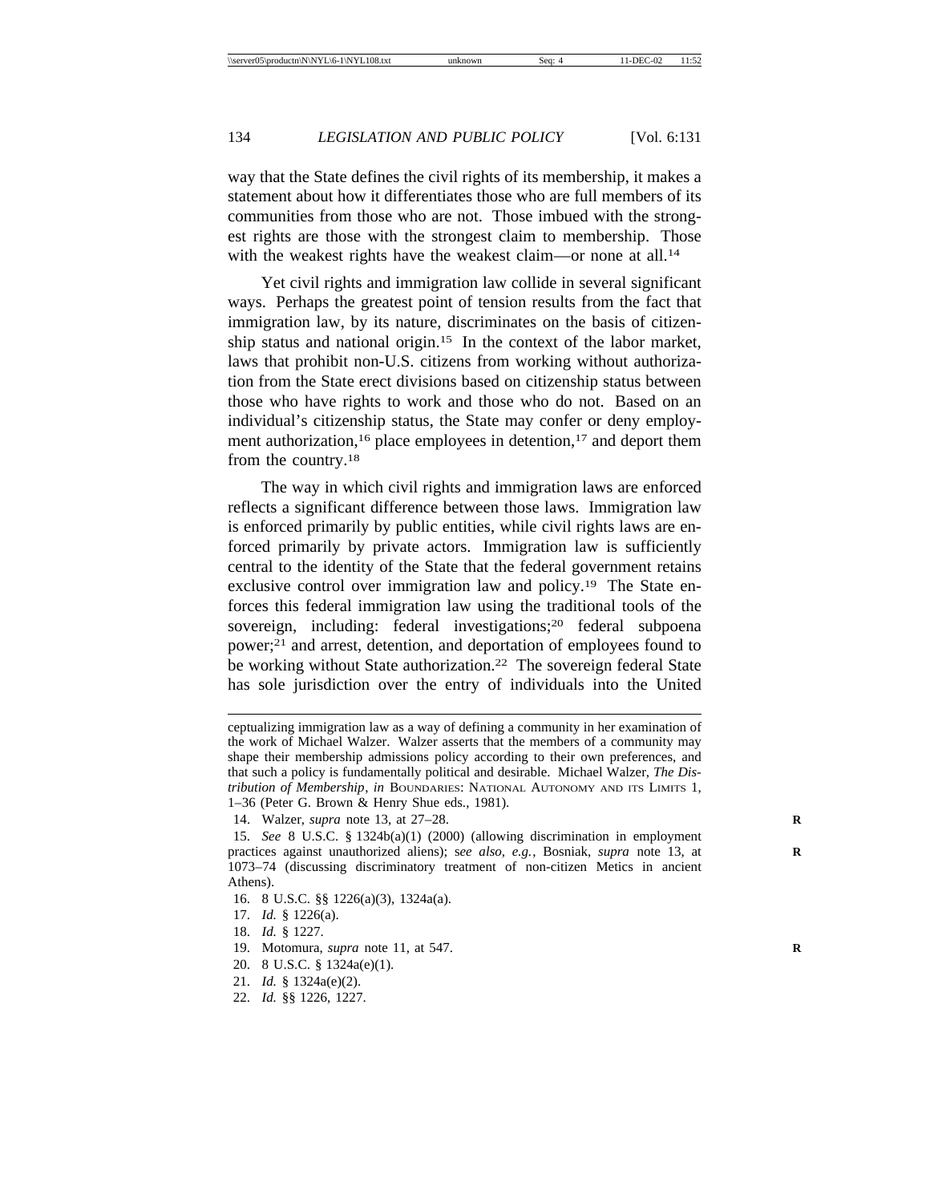way that the State defines the civil rights of its membership, it makes a statement about how it differentiates those who are full members of its communities from those who are not. Those imbued with the strongest rights are those with the strongest claim to membership. Those with the weakest rights have the weakest claim—or none at all.[14]

Yet civil rights and immigration law collide in several significant ways. Perhaps the greatest point of tension results from the fact that immigration law, by its nature, discriminates on the basis of citizenship status and national origin.[15] In the context of the labor market, laws that prohibit non-U.S. citizens from working without authorization from the State erect divisions based on citizenship status between those who have rights to work and those who do not. Based on an individual's citizenship status, the State may confer or deny employment authorization,[16] place employees in detention,[17] and deport them from the country.[18]

The way in which civil rights and immigration laws are enforced reflects a significant difference between those laws. Immigration law is enforced primarily by public entities, while civil rights laws are enforced primarily by private actors. Immigration law is sufficiently central to the identity of the State that the federal government retains exclusive control over immigration law and policy.[19] The State enforces this federal immigration law using the traditional tools of the sovereign, including: federal investigations;[20] federal subpoena power;[21] and arrest, detention, and deportation of employees found to be working without State authorization.[22] The sovereign federal State has sole jurisdiction over the entry of individuals into the United

---

ceptualizing immigration law as a way of defining a community in her examination of the work of Michael Walzer. Walzer asserts that the members of a community may shape their membership admissions policy according to their own preferences, and that such a policy is fundamentally political and desirable. Michael Walzer, *The Distribution of Membership*, *in* BOUNDARIES: NATIONAL AUTONOMY AND ITS LIMITS 1, 1–36 (Peter G. Brown & Henry Shue eds., 1981).

14. Walzer, *supra* note 13, at 27–28.

15. *See* 8 U.S.C. § 1324b(a)(1) (2000) (allowing discrimination in employment practices against unauthorized aliens); s*ee also, e.g.*, Bosniak, *supra* note 13, at 1073–74 (discussing discriminatory treatment of non-citizen Metics in ancient Athens).

16. 8 U.S.C. §§ 1226(a)(3), 1324a(a).

17. *Id.* § 1226(a).

18. *Id.* § 1227.

19. Motomura, *supra* note 11, at 547.

20. 8 U.S.C. § 1324a(e)(1).

21. *Id.* § 1324a(e)(2).

22. *Id.* §§ 1226, 1227.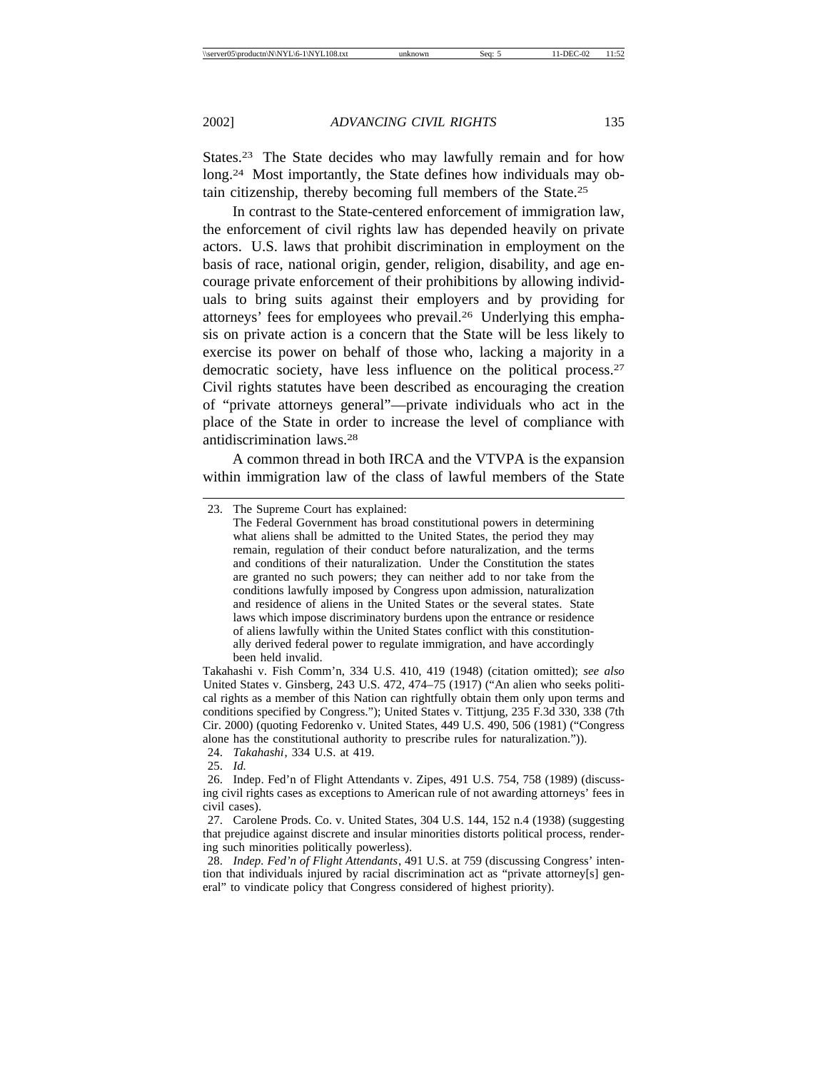States.[23] The State decides who may lawfully remain and for how long.[24] Most importantly, the State defines how individuals may obtain citizenship, thereby becoming full members of the State.[25]

In contrast to the State-centered enforcement of immigration law, the enforcement of civil rights law has depended heavily on private actors. U.S. laws that prohibit discrimination in employment on the basis of race, national origin, gender, religion, disability, and age encourage private enforcement of their prohibitions by allowing individuals to bring suits against their employers and by providing for attorneys' fees for employees who prevail.[26] Underlying this emphasis on private action is a concern that the State will be less likely to exercise its power on behalf of those who, lacking a majority in a democratic society, have less influence on the political process.[27] Civil rights statutes have been described as encouraging the creation of "private attorneys general"—private individuals who act in the place of the State in order to increase the level of compliance with antidiscrimination laws.[28]

A common thread in both IRCA and the VTVPA is the expansion within immigration law of the class of lawful members of the State

---

23. The Supreme Court has explained:

> The Federal Government has broad constitutional powers in determining what aliens shall be admitted to the United States, the period they may remain, regulation of their conduct before naturalization, and the terms and conditions of their naturalization. Under the Constitution the states are granted no such powers; they can neither add to nor take from the conditions lawfully imposed by Congress upon admission, naturalization and residence of aliens in the United States or the several states. State laws which impose discriminatory burdens upon the entrance or residence of aliens lawfully within the United States conflict with this constitutionally derived federal power to regulate immigration, and have accordingly been held invalid.

Takahashi v. Fish Comm'n, 334 U.S. 410, 419 (1948) (citation omitted); *see also* United States v. Ginsberg, 243 U.S. 472, 474–75 (1917) ("An alien who seeks political rights as a member of this Nation can rightfully obtain them only upon terms and conditions specified by Congress."); United States v. Tittjung, 235 F.3d 330, 338 (7th Cir. 2000) (quoting Fedorenko v. United States, 449 U.S. 490, 506 (1981) ("Congress alone has the constitutional authority to prescribe rules for naturalization.")).

24. *Takahashi*, 334 U.S. at 419.

25. *Id.*

26. Indep. Fed'n of Flight Attendants v. Zipes, 491 U.S. 754, 758 (1989) (discussing civil rights cases as exceptions to American rule of not awarding attorneys' fees in civil cases).

27. Carolene Prods. Co. v. United States, 304 U.S. 144, 152 n.4 (1938) (suggesting that prejudice against discrete and insular minorities distorts political process, rendering such minorities politically powerless).

28. *Indep. Fed'n of Flight Attendants*, 491 U.S. at 759 (discussing Congress' intention that individuals injured by racial discrimination act as "private attorney[s] general" to vindicate policy that Congress considered of highest priority).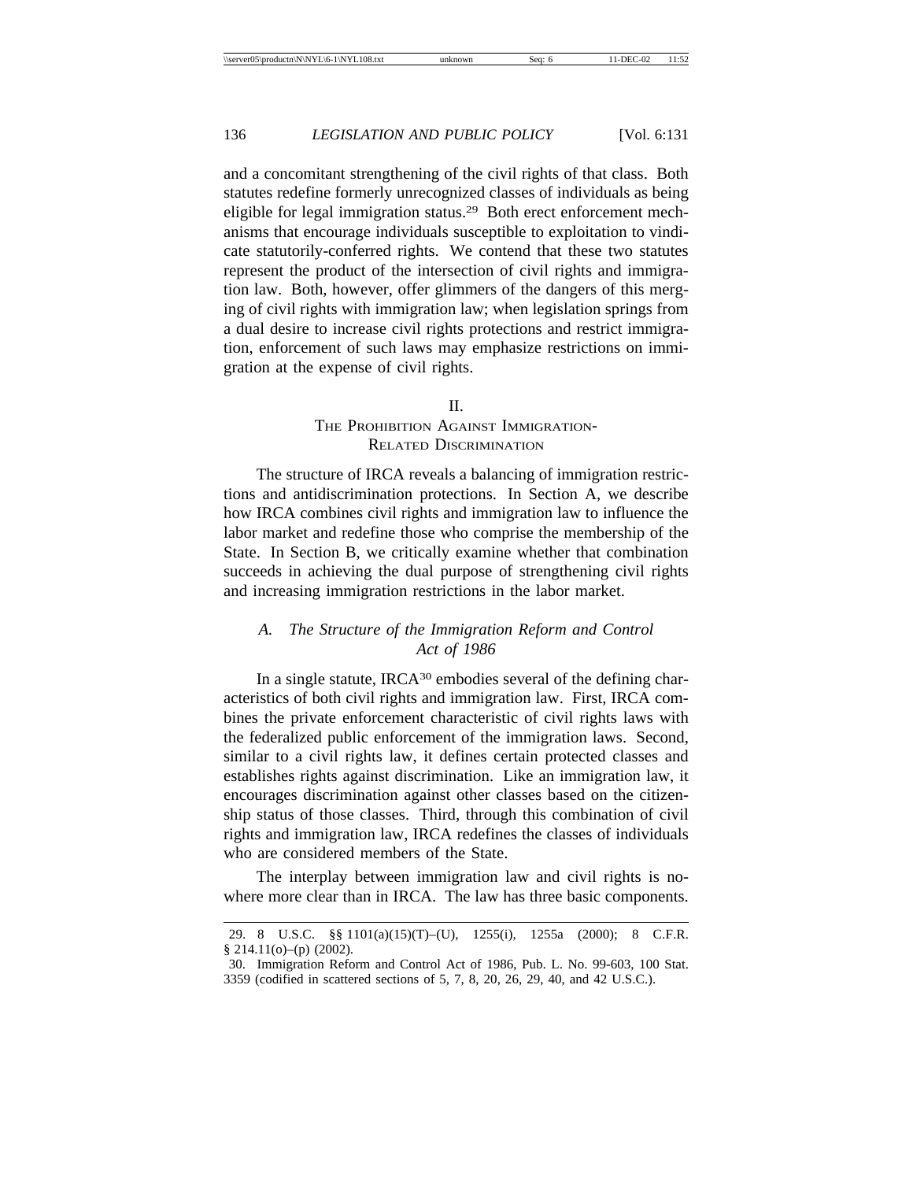and a concomitant strengthening of the civil rights of that class. Both statutes redefine formerly unrecognized classes of individuals as being eligible for legal immigration status.[29] Both erect enforcement mechanisms that encourage individuals susceptible to exploitation to vindicate statutorily-conferred rights. We contend that these two statutes represent the product of the intersection of civil rights and immigration law. Both, however, offer glimmers of the dangers of this merging of civil rights with immigration law; when legislation springs from a dual desire to increase civil rights protections and restrict immigration, enforcement of such laws may emphasize restrictions on immigration at the expense of civil rights.

## II.
## The Prohibition Against Immigration-Related Discrimination

The structure of IRCA reveals a balancing of immigration restrictions and antidiscrimination protections. In Section A, we describe how IRCA combines civil rights and immigration law to influence the labor market and redefine those who comprise the membership of the State. In Section B, we critically examine whether that combination succeeds in achieving the dual purpose of strengthening civil rights and increasing immigration restrictions in the labor market.

### *A. The Structure of the Immigration Reform and Control Act of 1986*

In a single statute, IRCA[30] embodies several of the defining characteristics of both civil rights and immigration law. First, IRCA combines the private enforcement characteristic of civil rights laws with the federalized public enforcement of the immigration laws. Second, similar to a civil rights law, it defines certain protected classes and establishes rights against discrimination. Like an immigration law, it encourages discrimination against other classes based on the citizenship status of those classes. Third, through this combination of civil rights and immigration law, IRCA redefines the classes of individuals who are considered members of the State.

The interplay between immigration law and civil rights is nowhere more clear than in IRCA. The law has three basic components.

---

29. 8 U.S.C. §§ 1101(a)(15)(T)–(U), 1255(i), 1255a (2000); 8 C.F.R. § 214.11(o)–(p) (2002).

30. Immigration Reform and Control Act of 1986, Pub. L. No. 99-603, 100 Stat. 3359 (codified in scattered sections of 5, 7, 8, 20, 26, 29, 40, and 42 U.S.C.).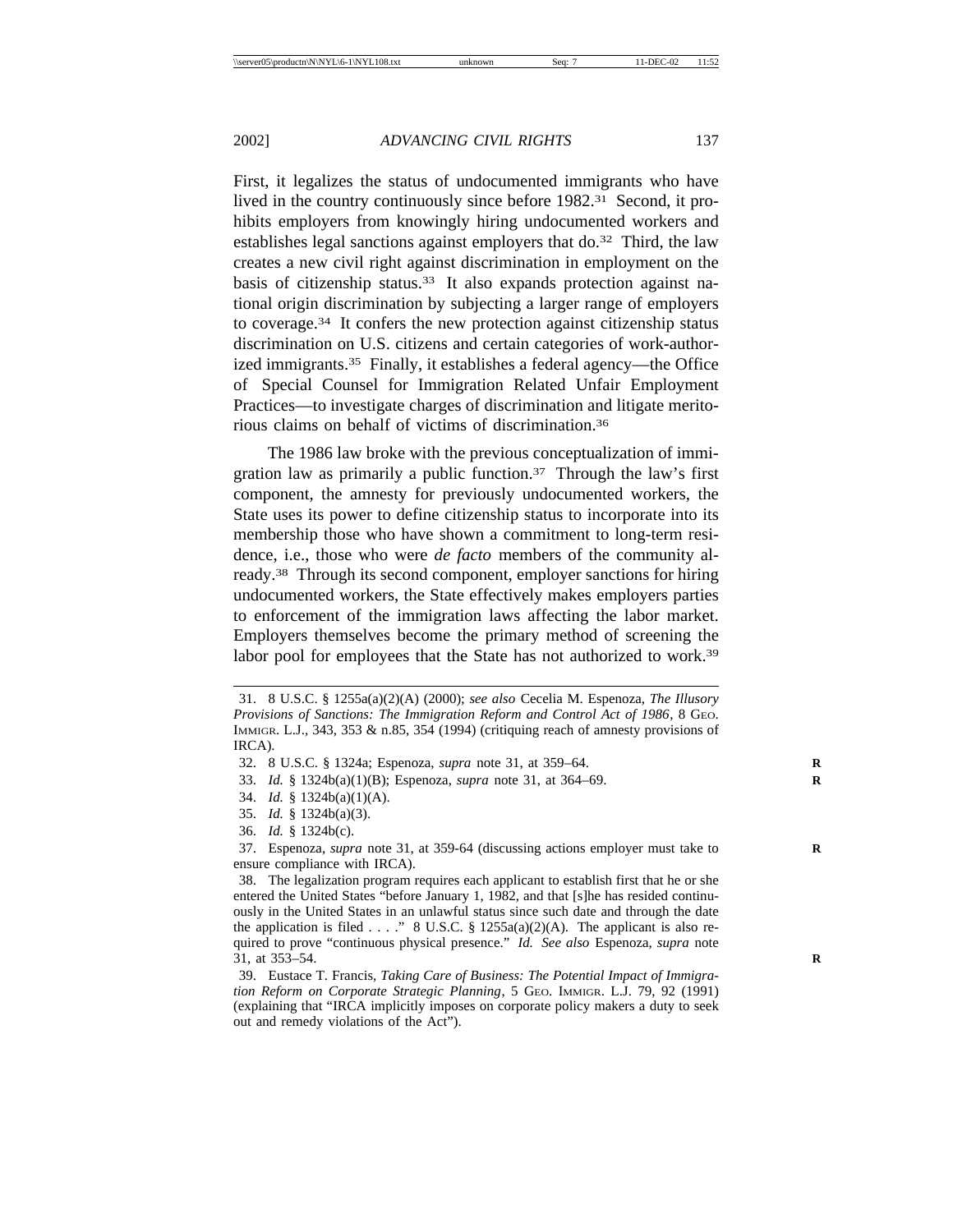First, it legalizes the status of undocumented immigrants who have lived in the country continuously since before 1982.[31] Second, it prohibits employers from knowingly hiring undocumented workers and establishes legal sanctions against employers that do.[32] Third, the law creates a new civil right against discrimination in employment on the basis of citizenship status.[33] It also expands protection against national origin discrimination by subjecting a larger range of employers to coverage.[34] It confers the new protection against citizenship status discrimination on U.S. citizens and certain categories of work-authorized immigrants.[35] Finally, it establishes a federal agency—the Office of Special Counsel for Immigration Related Unfair Employment Practices—to investigate charges of discrimination and litigate meritorious claims on behalf of victims of discrimination.[36]

The 1986 law broke with the previous conceptualization of immigration law as primarily a public function.[37] Through the law's first component, the amnesty for previously undocumented workers, the State uses its power to define citizenship status to incorporate into its membership those who have shown a commitment to long-term residence, i.e., those who were *de facto* members of the community already.[38] Through its second component, employer sanctions for hiring undocumented workers, the State effectively makes employers parties to enforcement of the immigration laws affecting the labor market. Employers themselves become the primary method of screening the labor pool for employees that the State has not authorized to work.[39]

---

31. 8 U.S.C. § 1255a(a)(2)(A) (2000); *see also* Cecelia M. Espenoza, *The Illusory Provisions of Sanctions: The Immigration Reform and Control Act of 1986*, 8 Geo. Immigr. L.J., 343, 353 & n.85, 354 (1994) (critiquing reach of amnesty provisions of IRCA).

32. 8 U.S.C. § 1324a; Espenoza, *supra* note 31, at 359–64.

33. *Id.* § 1324b(a)(1)(B); Espenoza, *supra* note 31, at 364–69.

34. *Id.* § 1324b(a)(1)(A).

35. *Id.* § 1324b(a)(3).

36. *Id.* § 1324b(c).

37. Espenoza, *supra* note 31, at 359-64 (discussing actions employer must take to ensure compliance with IRCA).

38. The legalization program requires each applicant to establish first that he or she entered the United States "before January 1, 1982, and that [s]he has resided continuously in the United States in an unlawful status since such date and through the date the application is filed . . . ." 8 U.S.C. § 1255a(a)(2)(A). The applicant is also required to prove "continuous physical presence." *Id. See also* Espenoza, *supra* note 31, at 353–54.

39. Eustace T. Francis, *Taking Care of Business: The Potential Impact of Immigration Reform on Corporate Strategic Planning*, 5 Geo. Immigr. L.J. 79, 92 (1991) (explaining that "IRCA implicitly imposes on corporate policy makers a duty to seek out and remedy violations of the Act").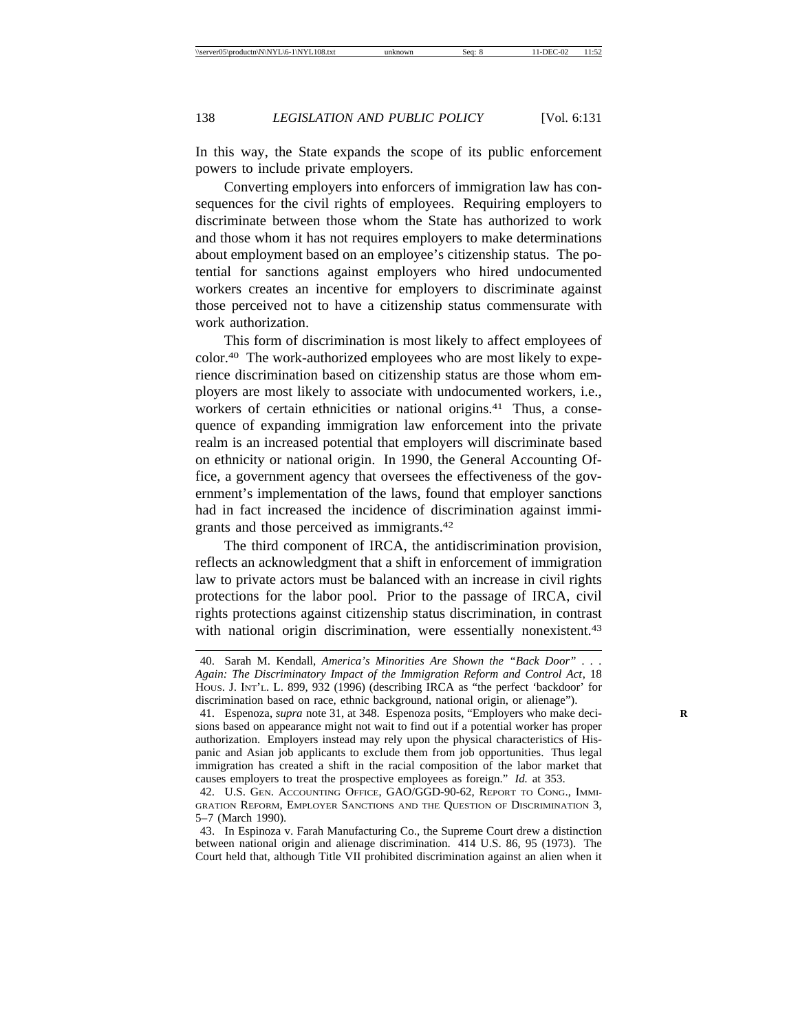In this way, the State expands the scope of its public enforcement powers to include private employers.

Converting employers into enforcers of immigration law has consequences for the civil rights of employees. Requiring employers to discriminate between those whom the State has authorized to work and those whom it has not requires employers to make determinations about employment based on an employee's citizenship status. The potential for sanctions against employers who hired undocumented workers creates an incentive for employers to discriminate against those perceived not to have a citizenship status commensurate with work authorization.

This form of discrimination is most likely to affect employees of color.[40] The work-authorized employees who are most likely to experience discrimination based on citizenship status are those whom employers are most likely to associate with undocumented workers, i.e., workers of certain ethnicities or national origins.[41] Thus, a consequence of expanding immigration law enforcement into the private realm is an increased potential that employers will discriminate based on ethnicity or national origin. In 1990, the General Accounting Office, a government agency that oversees the effectiveness of the government's implementation of the laws, found that employer sanctions had in fact increased the incidence of discrimination against immigrants and those perceived as immigrants.[42]

The third component of IRCA, the antidiscrimination provision, reflects an acknowledgment that a shift in enforcement of immigration law to private actors must be balanced with an increase in civil rights protections for the labor pool. Prior to the passage of IRCA, civil rights protections against citizenship status discrimination, in contrast with national origin discrimination, were essentially nonexistent.[43]

---

40. Sarah M. Kendall, *America's Minorities Are Shown the "Back Door" . . . Again: The Discriminatory Impact of the Immigration Reform and Control Act*, 18 Hous. J. Int'l. L. 899, 932 (1996) (describing IRCA as "the perfect 'backdoor' for discrimination based on race, ethnic background, national origin, or alienage").

41. Espenoza, *supra* note 31, at 348. Espenoza posits, "Employers who make decisions based on appearance might not wait to find out if a potential worker has proper authorization. Employers instead may rely upon the physical characteristics of Hispanic and Asian job applicants to exclude them from job opportunities. Thus legal immigration has created a shift in the racial composition of the labor market that causes employers to treat the prospective employees as foreign." *Id.* at 353.

42. U.S. Gen. Accounting Office, GAO/GGD-90-62, Report to Cong., Immigration Reform, Employer Sanctions and the Question of Discrimination 3, 5–7 (March 1990).

43. In Espinoza v. Farah Manufacturing Co., the Supreme Court drew a distinction between national origin and alienage discrimination. 414 U.S. 86, 95 (1973). The Court held that, although Title VII prohibited discrimination against an alien when it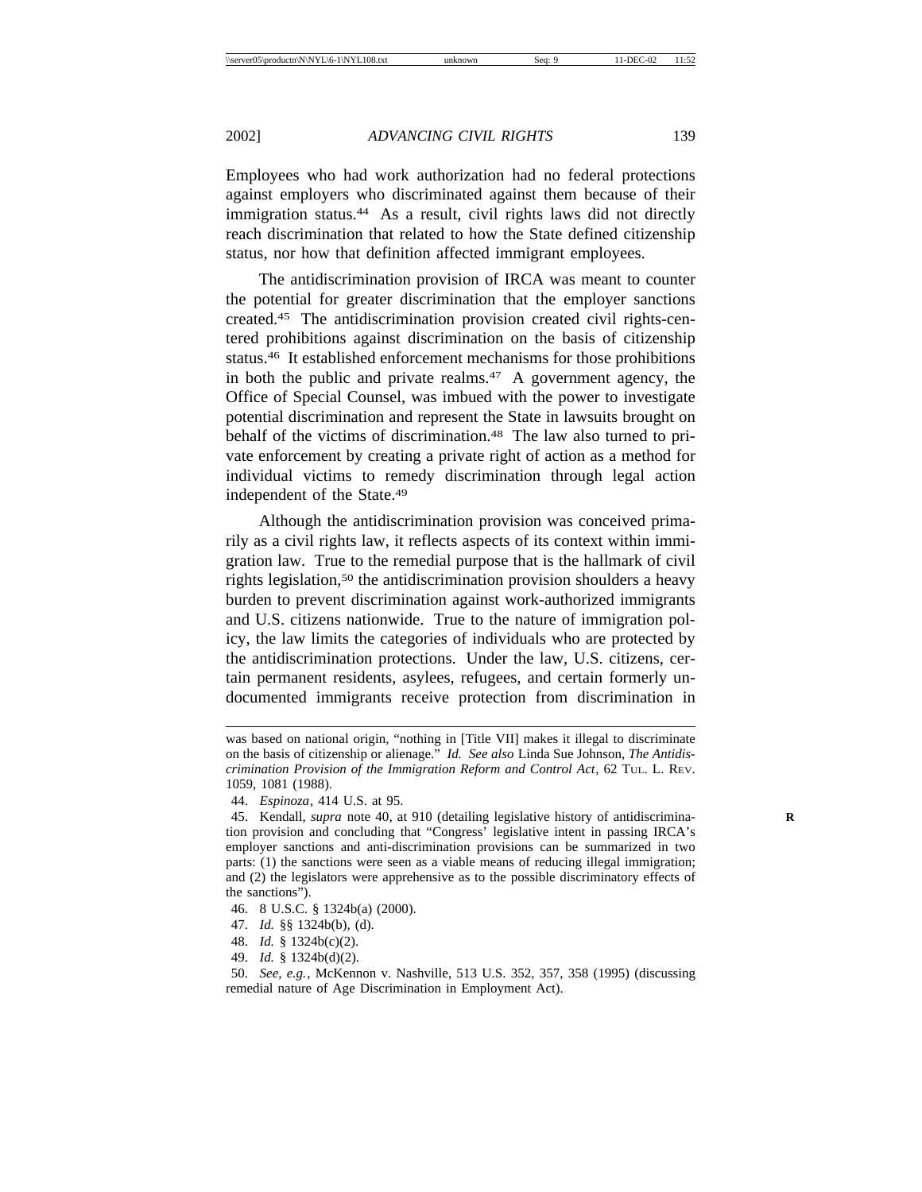Employees who had work authorization had no federal protections against employers who discriminated against them because of their immigration status.[44] As a result, civil rights laws did not directly reach discrimination that related to how the State defined citizenship status, nor how that definition affected immigrant employees.

The antidiscrimination provision of IRCA was meant to counter the potential for greater discrimination that the employer sanctions created.[45] The antidiscrimination provision created civil rights-centered prohibitions against discrimination on the basis of citizenship status.[46] It established enforcement mechanisms for those prohibitions in both the public and private realms.[47] A government agency, the Office of Special Counsel, was imbued with the power to investigate potential discrimination and represent the State in lawsuits brought on behalf of the victims of discrimination.[48] The law also turned to private enforcement by creating a private right of action as a method for individual victims to remedy discrimination through legal action independent of the State.[49]

Although the antidiscrimination provision was conceived primarily as a civil rights law, it reflects aspects of its context within immigration law. True to the remedial purpose that is the hallmark of civil rights legislation,[50] the antidiscrimination provision shoulders a heavy burden to prevent discrimination against work-authorized immigrants and U.S. citizens nationwide. True to the nature of immigration policy, the law limits the categories of individuals who are protected by the antidiscrimination protections. Under the law, U.S. citizens, certain permanent residents, asylees, refugees, and certain formerly undocumented immigrants receive protection from discrimination in

---

was based on national origin, "nothing in [Title VII] makes it illegal to discriminate on the basis of citizenship or alienage." *Id.* *See also* Linda Sue Johnson, *The Antidiscrimination Provision of the Immigration Reform and Control Act*, 62 TUL. L. REV. 1059, 1081 (1988).

44. *Espinoza*, 414 U.S. at 95.

45. Kendall, *supra* note 40, at 910 (detailing legislative history of antidiscrimination provision and concluding that "Congress' legislative intent in passing IRCA's employer sanctions and anti-discrimination provisions can be summarized in two parts: (1) the sanctions were seen as a viable means of reducing illegal immigration; and (2) the legislators were apprehensive as to the possible discriminatory effects of the sanctions").

46. 8 U.S.C. § 1324b(a) (2000).

47. *Id.* §§ 1324b(b), (d).

48. *Id.* § 1324b(c)(2).

49. *Id.* § 1324b(d)(2).

50. *See, e.g.*, McKennon v. Nashville, 513 U.S. 352, 357, 358 (1995) (discussing remedial nature of Age Discrimination in Employment Act).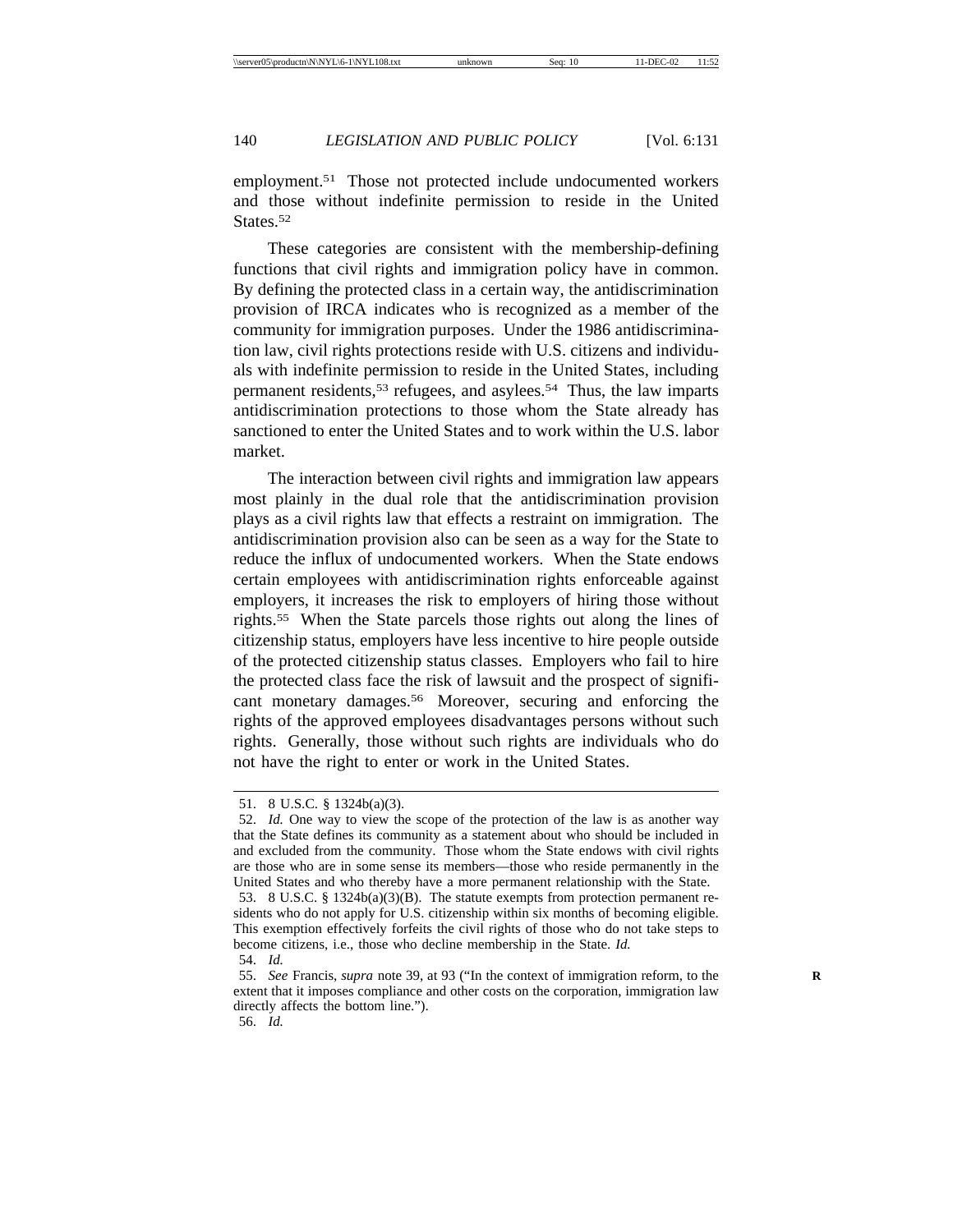employment.[51] Those not protected include undocumented workers and those without indefinite permission to reside in the United States.[52]

These categories are consistent with the membership-defining functions that civil rights and immigration policy have in common. By defining the protected class in a certain way, the antidiscrimination provision of IRCA indicates who is recognized as a member of the community for immigration purposes. Under the 1986 antidiscrimination law, civil rights protections reside with U.S. citizens and individuals with indefinite permission to reside in the United States, including permanent residents,[53] refugees, and asylees.[54] Thus, the law imparts antidiscrimination protections to those whom the State already has sanctioned to enter the United States and to work within the U.S. labor market.

The interaction between civil rights and immigration law appears most plainly in the dual role that the antidiscrimination provision plays as a civil rights law that effects a restraint on immigration. The antidiscrimination provision also can be seen as a way for the State to reduce the influx of undocumented workers. When the State endows certain employees with antidiscrimination rights enforceable against employers, it increases the risk to employers of hiring those without rights.[55] When the State parcels those rights out along the lines of citizenship status, employers have less incentive to hire people outside of the protected citizenship status classes. Employers who fail to hire the protected class face the risk of lawsuit and the prospect of significant monetary damages.[56] Moreover, securing and enforcing the rights of the approved employees disadvantages persons without such rights. Generally, those without such rights are individuals who do not have the right to enter or work in the United States.

---

51. 8 U.S.C. § 1324b(a)(3).

52. *Id.* One way to view the scope of the protection of the law is as another way that the State defines its community as a statement about who should be included in and excluded from the community. Those whom the State endows with civil rights are those who are in some sense its members—those who reside permanently in the United States and who thereby have a more permanent relationship with the State.

53. 8 U.S.C. § 1324b(a)(3)(B). The statute exempts from protection permanent residents who do not apply for U.S. citizenship within six months of becoming eligible. This exemption effectively forfeits the civil rights of those who do not take steps to become citizens, i.e., those who decline membership in the State. *Id.*

54. *Id.*

55. *See* Francis, *supra* note 39, at 93 ("In the context of immigration reform, to the extent that it imposes compliance and other costs on the corporation, immigration law directly affects the bottom line.").

56. *Id.*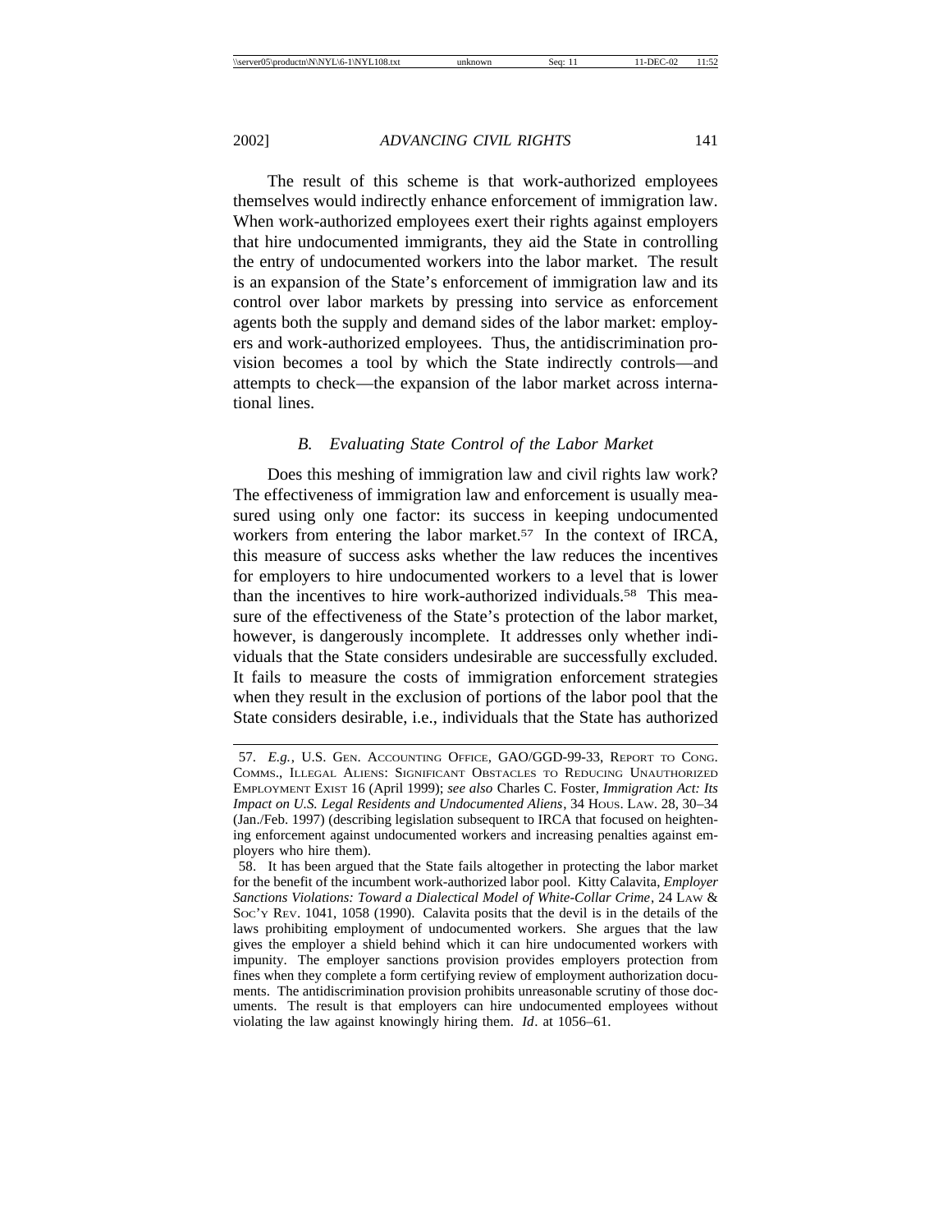The result of this scheme is that work-authorized employees themselves would indirectly enhance enforcement of immigration law. When work-authorized employees exert their rights against employers that hire undocumented immigrants, they aid the State in controlling the entry of undocumented workers into the labor market. The result is an expansion of the State's enforcement of immigration law and its control over labor markets by pressing into service as enforcement agents both the supply and demand sides of the labor market: employers and work-authorized employees. Thus, the antidiscrimination provision becomes a tool by which the State indirectly controls—and attempts to check—the expansion of the labor market across international lines.

### *B. Evaluating State Control of the Labor Market*

Does this meshing of immigration law and civil rights law work? The effectiveness of immigration law and enforcement is usually measured using only one factor: its success in keeping undocumented workers from entering the labor market.[57] In the context of IRCA, this measure of success asks whether the law reduces the incentives for employers to hire undocumented workers to a level that is lower than the incentives to hire work-authorized individuals.[58] This measure of the effectiveness of the State's protection of the labor market, however, is dangerously incomplete. It addresses only whether individuals that the State considers undesirable are successfully excluded. It fails to measure the costs of immigration enforcement strategies when they result in the exclusion of portions of the labor pool that the State considers desirable, i.e., individuals that the State has authorized

---

57. *E.g.*, U.S. Gen. Accounting Office, GAO/GGD-99-33, Report to Cong. Comms., Illegal Aliens: Significant Obstacles to Reducing Unauthorized Employment Exist 16 (April 1999); *see also* Charles C. Foster, *Immigration Act: Its Impact on U.S. Legal Residents and Undocumented Aliens*, 34 Hous. Law. 28, 30–34 (Jan./Feb. 1997) (describing legislation subsequent to IRCA that focused on heightening enforcement against undocumented workers and increasing penalties against employers who hire them).

58. It has been argued that the State fails altogether in protecting the labor market for the benefit of the incumbent work-authorized labor pool. Kitty Calavita, *Employer Sanctions Violations: Toward a Dialectical Model of White-Collar Crime*, 24 Law & Soc'y Rev. 1041, 1058 (1990). Calavita posits that the devil is in the details of the laws prohibiting employment of undocumented workers. She argues that the law gives the employer a shield behind which it can hire undocumented workers with impunity. The employer sanctions provision provides employers protection from fines when they complete a form certifying review of employment authorization documents. The antidiscrimination provision prohibits unreasonable scrutiny of those documents. The result is that employers can hire undocumented employees without violating the law against knowingly hiring them. *Id*. at 1056–61.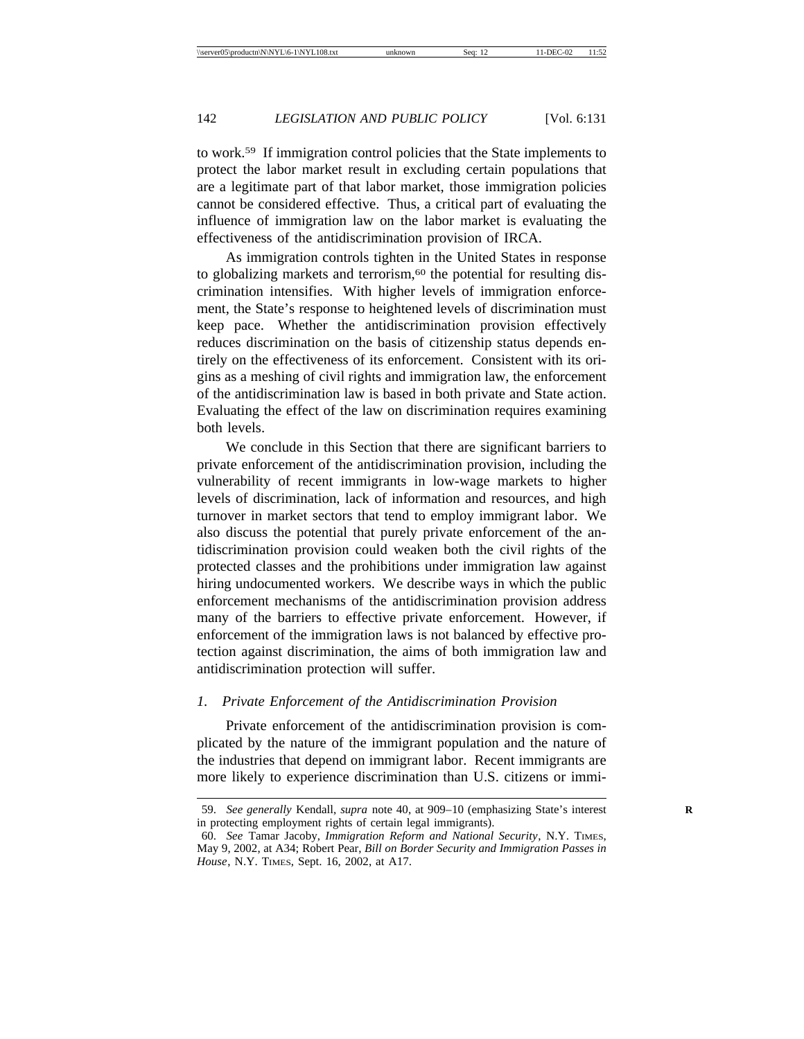to work.[59] If immigration control policies that the State implements to protect the labor market result in excluding certain populations that are a legitimate part of that labor market, those immigration policies cannot be considered effective. Thus, a critical part of evaluating the influence of immigration law on the labor market is evaluating the effectiveness of the antidiscrimination provision of IRCA.

As immigration controls tighten in the United States in response to globalizing markets and terrorism,[60] the potential for resulting discrimination intensifies. With higher levels of immigration enforcement, the State's response to heightened levels of discrimination must keep pace. Whether the antidiscrimination provision effectively reduces discrimination on the basis of citizenship status depends entirely on the effectiveness of its enforcement. Consistent with its origins as a meshing of civil rights and immigration law, the enforcement of the antidiscrimination law is based in both private and State action. Evaluating the effect of the law on discrimination requires examining both levels.

We conclude in this Section that there are significant barriers to private enforcement of the antidiscrimination provision, including the vulnerability of recent immigrants in low-wage markets to higher levels of discrimination, lack of information and resources, and high turnover in market sectors that tend to employ immigrant labor. We also discuss the potential that purely private enforcement of the antidiscrimination provision could weaken both the civil rights of the protected classes and the prohibitions under immigration law against hiring undocumented workers. We describe ways in which the public enforcement mechanisms of the antidiscrimination provision address many of the barriers to effective private enforcement. However, if enforcement of the immigration laws is not balanced by effective protection against discrimination, the aims of both immigration law and antidiscrimination protection will suffer.

### *1. Private Enforcement of the Antidiscrimination Provision*

Private enforcement of the antidiscrimination provision is complicated by the nature of the immigrant population and the nature of the industries that depend on immigrant labor. Recent immigrants are more likely to experience discrimination than U.S. citizens or immi-

---

59. *See generally* Kendall, *supra* note 40, at 909–10 (emphasizing State's interest in protecting employment rights of certain legal immigrants).

60. *See* Tamar Jacoby, *Immigration Reform and National Security*, N.Y. TIMES, May 9, 2002, at A34; Robert Pear, *Bill on Border Security and Immigration Passes in House*, N.Y. TIMES, Sept. 16, 2002, at A17.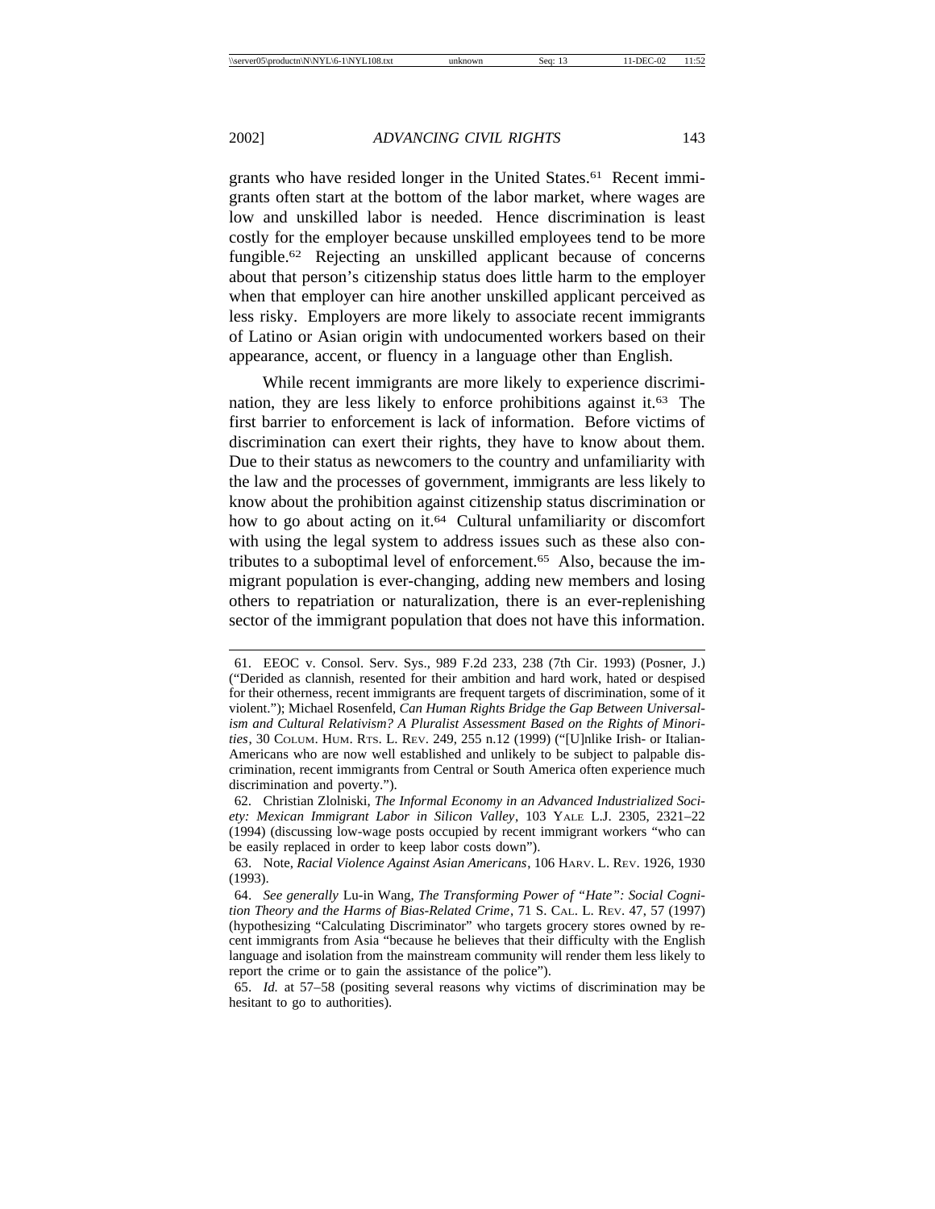grants who have resided longer in the United States.[61] Recent immigrants often start at the bottom of the labor market, where wages are low and unskilled labor is needed. Hence discrimination is least costly for the employer because unskilled employees tend to be more fungible.[62] Rejecting an unskilled applicant because of concerns about that person's citizenship status does little harm to the employer when that employer can hire another unskilled applicant perceived as less risky. Employers are more likely to associate recent immigrants of Latino or Asian origin with undocumented workers based on their appearance, accent, or fluency in a language other than English.

While recent immigrants are more likely to experience discrimination, they are less likely to enforce prohibitions against it.[63] The first barrier to enforcement is lack of information. Before victims of discrimination can exert their rights, they have to know about them. Due to their status as newcomers to the country and unfamiliarity with the law and the processes of government, immigrants are less likely to know about the prohibition against citizenship status discrimination or how to go about acting on it.[64] Cultural unfamiliarity or discomfort with using the legal system to address issues such as these also contributes to a suboptimal level of enforcement.[65] Also, because the immigrant population is ever-changing, adding new members and losing others to repatriation or naturalization, there is an ever-replenishing sector of the immigrant population that does not have this information.

---

61. EEOC v. Consol. Serv. Sys., 989 F.2d 233, 238 (7th Cir. 1993) (Posner, J.) ("Derided as clannish, resented for their ambition and hard work, hated or despised for their otherness, recent immigrants are frequent targets of discrimination, some of it violent."); Michael Rosenfeld, *Can Human Rights Bridge the Gap Between Universalism and Cultural Relativism? A Pluralist Assessment Based on the Rights of Minorities*, 30 COLUM. HUM. RTS. L. REV. 249, 255 n.12 (1999) ("[U]nlike Irish- or Italian-Americans who are now well established and unlikely to be subject to palpable discrimination, recent immigrants from Central or South America often experience much discrimination and poverty.").

62. Christian Zlolniski, *The Informal Economy in an Advanced Industrialized Society: Mexican Immigrant Labor in Silicon Valley*, 103 YALE L.J. 2305, 2321–22 (1994) (discussing low-wage posts occupied by recent immigrant workers "who can be easily replaced in order to keep labor costs down").

63. Note, *Racial Violence Against Asian Americans*, 106 HARV. L. REV. 1926, 1930 (1993).

64. *See generally* Lu-in Wang, *The Transforming Power of "Hate": Social Cognition Theory and the Harms of Bias-Related Crime*, 71 S. CAL. L. REV. 47, 57 (1997) (hypothesizing "Calculating Discriminator" who targets grocery stores owned by recent immigrants from Asia "because he believes that their difficulty with the English language and isolation from the mainstream community will render them less likely to report the crime or to gain the assistance of the police").

65. *Id.* at 57–58 (positing several reasons why victims of discrimination may be hesitant to go to authorities).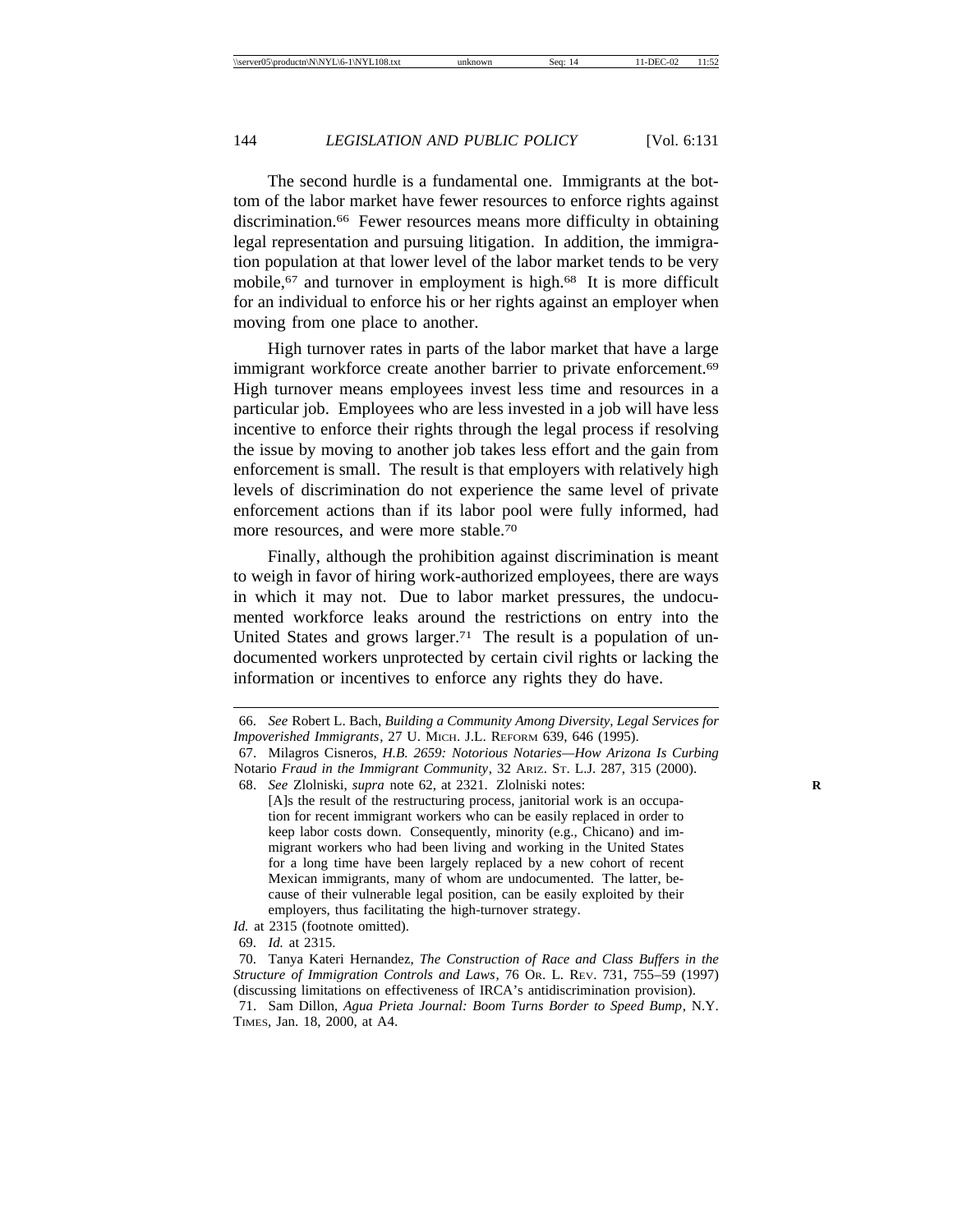The second hurdle is a fundamental one. Immigrants at the bottom of the labor market have fewer resources to enforce rights against discrimination.[66] Fewer resources means more difficulty in obtaining legal representation and pursuing litigation. In addition, the immigration population at that lower level of the labor market tends to be very mobile,[67] and turnover in employment is high.[68] It is more difficult for an individual to enforce his or her rights against an employer when moving from one place to another.

High turnover rates in parts of the labor market that have a large immigrant workforce create another barrier to private enforcement.[69] High turnover means employees invest less time and resources in a particular job. Employees who are less invested in a job will have less incentive to enforce their rights through the legal process if resolving the issue by moving to another job takes less effort and the gain from enforcement is small. The result is that employers with relatively high levels of discrimination do not experience the same level of private enforcement actions than if its labor pool were fully informed, had more resources, and were more stable.[70]

Finally, although the prohibition against discrimination is meant to weigh in favor of hiring work-authorized employees, there are ways in which it may not. Due to labor market pressures, the undocumented workforce leaks around the restrictions on entry into the United States and grows larger.[71] The result is a population of undocumented workers unprotected by certain civil rights or lacking the information or incentives to enforce any rights they do have.

---

66. *See* Robert L. Bach, *Building a Community Among Diversity, Legal Services for Impoverished Immigrants*, 27 U. Mich. J.L. Reform 639, 646 (1995).

67. Milagros Cisneros, *H.B. 2659: Notorious Notaries—How Arizona Is Curbing* Notario *Fraud in the Immigrant Community*, 32 Ariz. St. L.J. 287, 315 (2000).

68. *See* Zlolniski, *supra* note 62, at 2321. Zlolniski notes:

> [A]s the result of the restructuring process, janitorial work is an occupation for recent immigrant workers who can be easily replaced in order to keep labor costs down. Consequently, minority (e.g., Chicano) and immigrant workers who had been living and working in the United States for a long time have been largely replaced by a new cohort of recent Mexican immigrants, many of whom are undocumented. The latter, because of their vulnerable legal position, can be easily exploited by their employers, thus facilitating the high-turnover strategy.

*Id.* at 2315 (footnote omitted).

69. *Id.* at 2315.

70. Tanya Kateri Hernandez, *The Construction of Race and Class Buffers in the Structure of Immigration Controls and Laws*, 76 Or. L. Rev. 731, 755–59 (1997) (discussing limitations on effectiveness of IRCA's antidiscrimination provision).

71. Sam Dillon, *Agua Prieta Journal: Boom Turns Border to Speed Bump*, N.Y. Times, Jan. 18, 2000, at A4.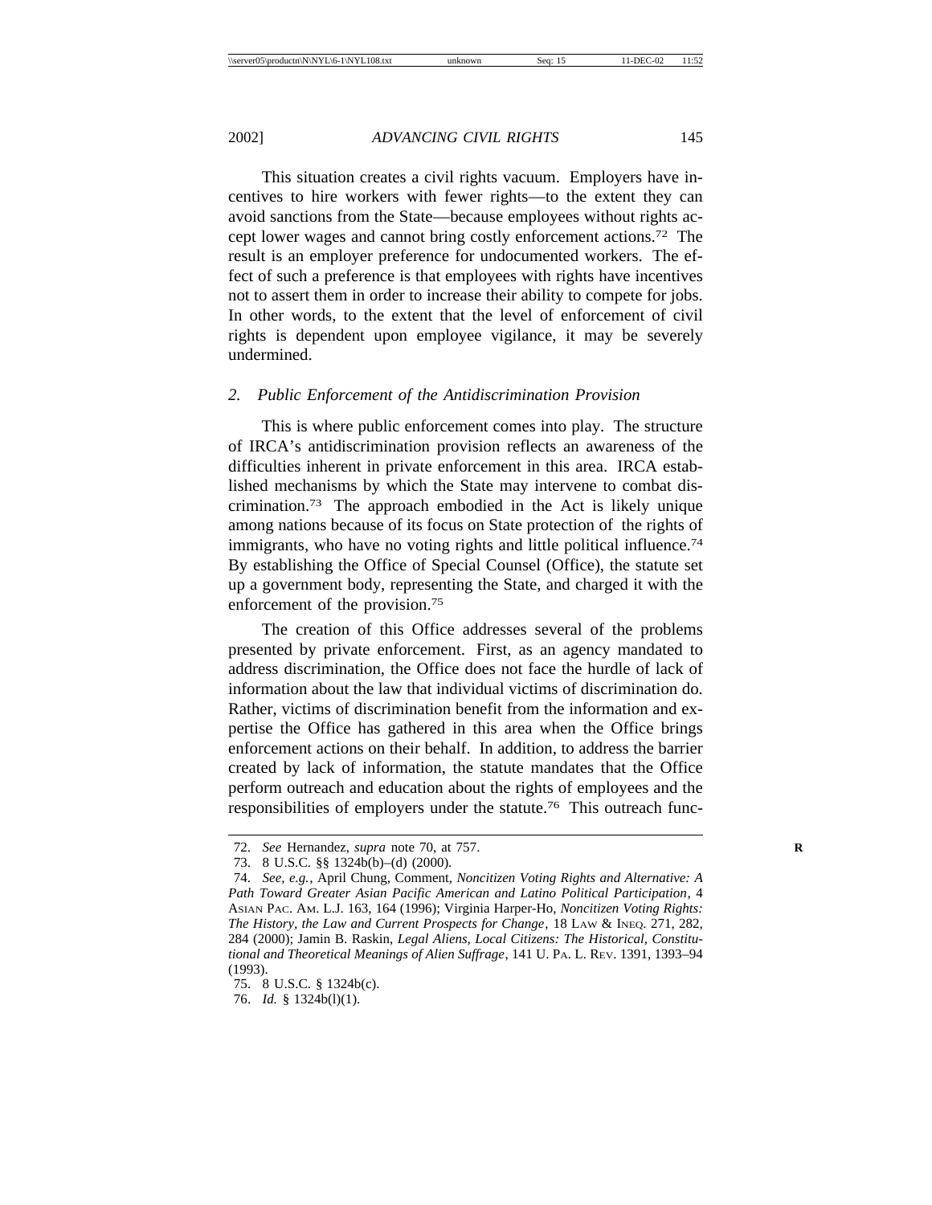This situation creates a civil rights vacuum. Employers have incentives to hire workers with fewer rights—to the extent they can avoid sanctions from the State—because employees without rights accept lower wages and cannot bring costly enforcement actions.[72] The result is an employer preference for undocumented workers. The effect of such a preference is that employees with rights have incentives not to assert them in order to increase their ability to compete for jobs. In other words, to the extent that the level of enforcement of civil rights is dependent upon employee vigilance, it may be severely undermined.

### 2. *Public Enforcement of the Antidiscrimination Provision*

This is where public enforcement comes into play. The structure of IRCA's antidiscrimination provision reflects an awareness of the difficulties inherent in private enforcement in this area. IRCA established mechanisms by which the State may intervene to combat discrimination.[73] The approach embodied in the Act is likely unique among nations because of its focus on State protection of the rights of immigrants, who have no voting rights and little political influence.[74] By establishing the Office of Special Counsel (Office), the statute set up a government body, representing the State, and charged it with the enforcement of the provision.[75]

The creation of this Office addresses several of the problems presented by private enforcement. First, as an agency mandated to address discrimination, the Office does not face the hurdle of lack of information about the law that individual victims of discrimination do. Rather, victims of discrimination benefit from the information and expertise the Office has gathered in this area when the Office brings enforcement actions on their behalf. In addition, to address the barrier created by lack of information, the statute mandates that the Office perform outreach and education about the rights of employees and the responsibilities of employers under the statute.[76] This outreach func-

---

72. *See* Hernandez, *supra* note 70, at 757.

73. 8 U.S.C. §§ 1324b(b)–(d) (2000).

74. *See, e.g.*, April Chung, Comment, *Noncitizen Voting Rights and Alternative: A Path Toward Greater Asian Pacific American and Latino Political Participation*, 4 ASIAN PAC. AM. L.J. 163, 164 (1996); Virginia Harper-Ho, *Noncitizen Voting Rights: The History, the Law and Current Prospects for Change*, 18 LAW & INEQ. 271, 282, 284 (2000); Jamin B. Raskin, *Legal Aliens, Local Citizens: The Historical, Constitutional and Theoretical Meanings of Alien Suffrage*, 141 U. PA. L. REV. 1391, 1393–94 (1993).

75. 8 U.S.C. § 1324b(c).

76. *Id.* § 1324b(l)(1).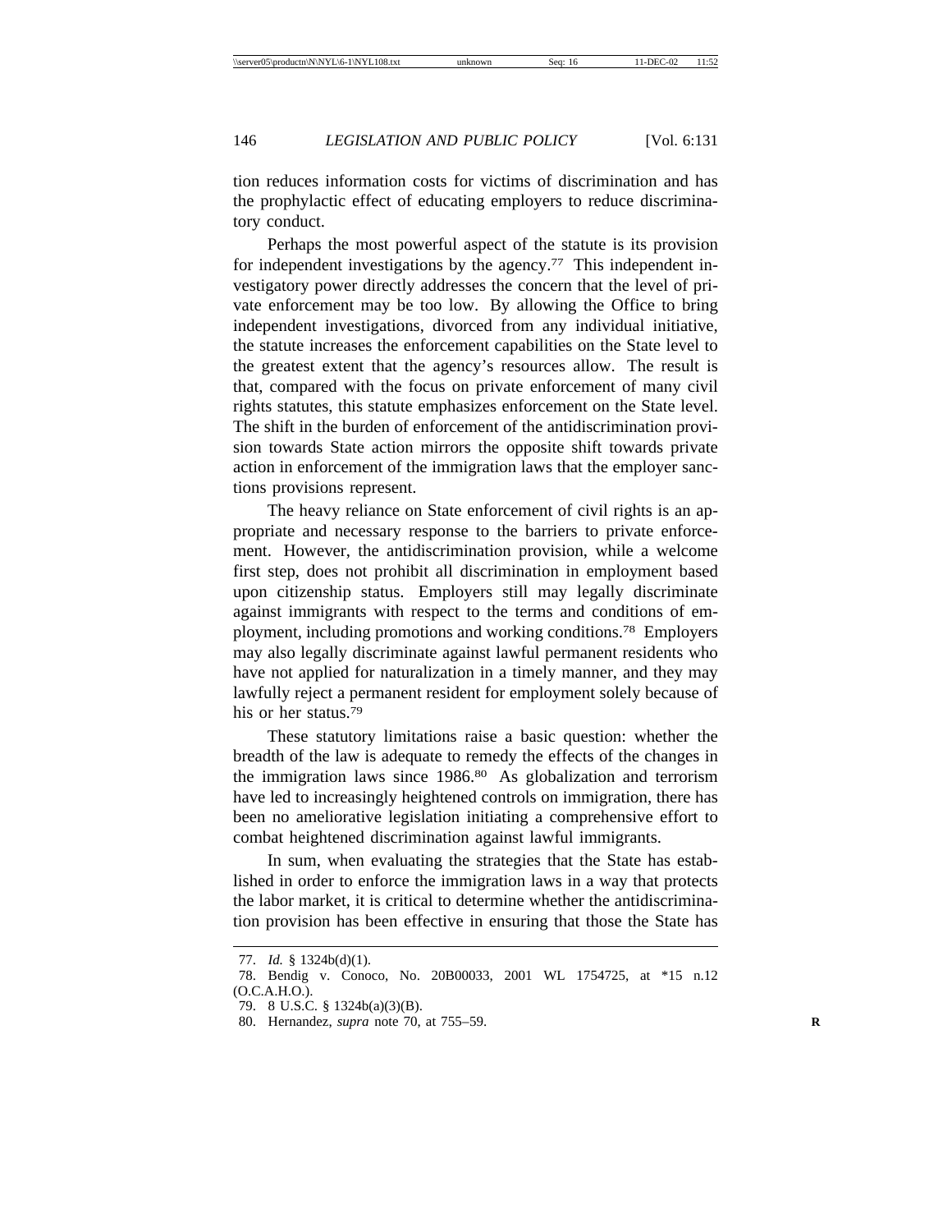tion reduces information costs for victims of discrimination and has the prophylactic effect of educating employers to reduce discriminatory conduct.

Perhaps the most powerful aspect of the statute is its provision for independent investigations by the agency.[77] This independent investigatory power directly addresses the concern that the level of private enforcement may be too low. By allowing the Office to bring independent investigations, divorced from any individual initiative, the statute increases the enforcement capabilities on the State level to the greatest extent that the agency's resources allow. The result is that, compared with the focus on private enforcement of many civil rights statutes, this statute emphasizes enforcement on the State level. The shift in the burden of enforcement of the antidiscrimination provision towards State action mirrors the opposite shift towards private action in enforcement of the immigration laws that the employer sanctions provisions represent.

The heavy reliance on State enforcement of civil rights is an appropriate and necessary response to the barriers to private enforcement. However, the antidiscrimination provision, while a welcome first step, does not prohibit all discrimination in employment based upon citizenship status. Employers still may legally discriminate against immigrants with respect to the terms and conditions of employment, including promotions and working conditions.[78] Employers may also legally discriminate against lawful permanent residents who have not applied for naturalization in a timely manner, and they may lawfully reject a permanent resident for employment solely because of his or her status.[79]

These statutory limitations raise a basic question: whether the breadth of the law is adequate to remedy the effects of the changes in the immigration laws since 1986.[80] As globalization and terrorism have led to increasingly heightened controls on immigration, there has been no ameliorative legislation initiating a comprehensive effort to combat heightened discrimination against lawful immigrants.

In sum, when evaluating the strategies that the State has established in order to enforce the immigration laws in a way that protects the labor market, it is critical to determine whether the antidiscrimination provision has been effective in ensuring that those the State has

---

77. *Id.* § 1324b(d)(1).

78. Bendig v. Conoco, No. 20B00033, 2001 WL 1754725, at *15 n.12 (O.C.A.H.O.).

79. 8 U.S.C. § 1324b(a)(3)(B).

80. Hernandez, *supra* note 70, at 755–59.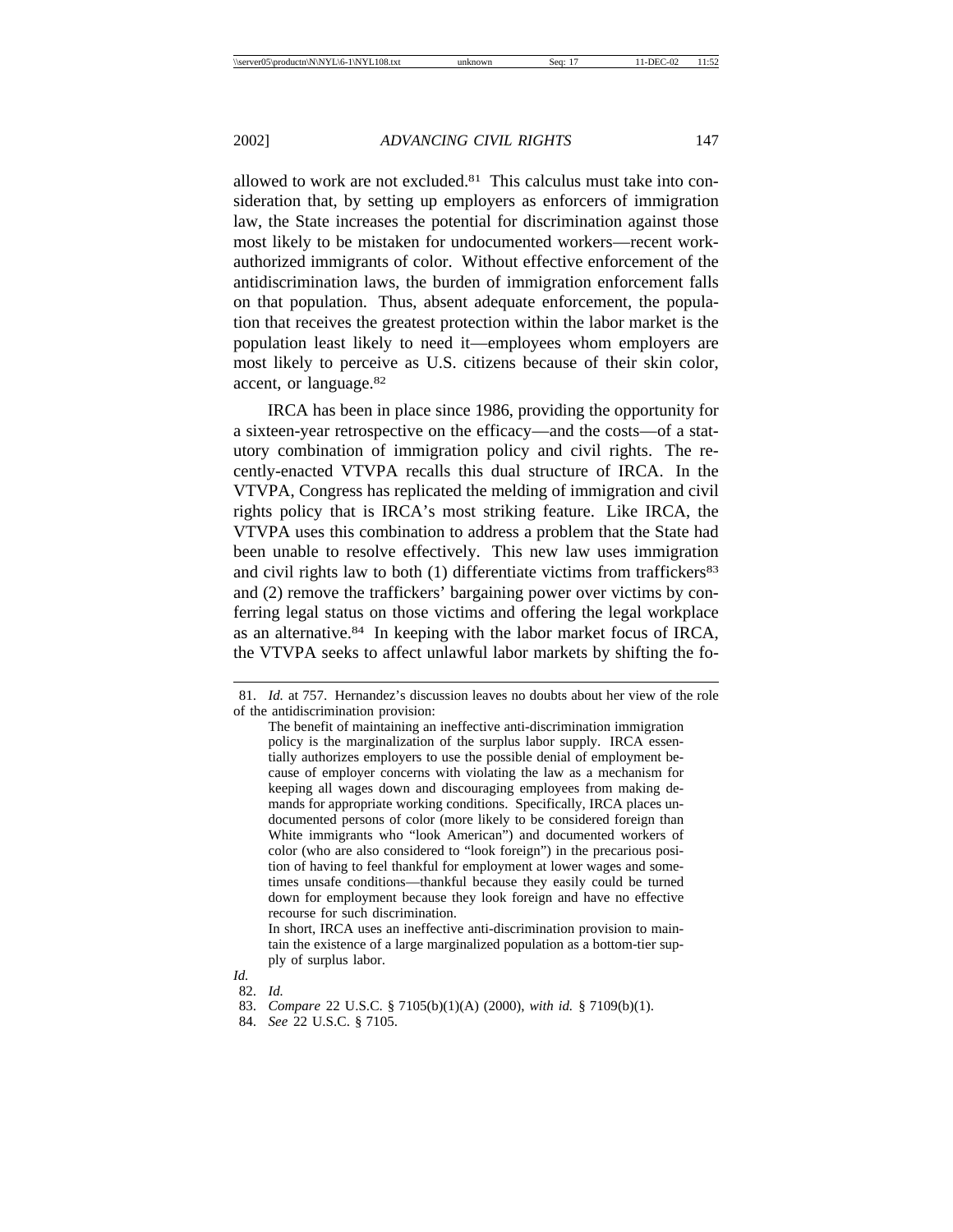allowed to work are not excluded.[81] This calculus must take into consideration that, by setting up employers as enforcers of immigration law, the State increases the potential for discrimination against those most likely to be mistaken for undocumented workers—recent work-authorized immigrants of color. Without effective enforcement of the antidiscrimination laws, the burden of immigration enforcement falls on that population. Thus, absent adequate enforcement, the population that receives the greatest protection within the labor market is the population least likely to need it—employees whom employers are most likely to perceive as U.S. citizens because of their skin color, accent, or language.[82]

IRCA has been in place since 1986, providing the opportunity for a sixteen-year retrospective on the efficacy—and the costs—of a statutory combination of immigration policy and civil rights. The recently-enacted VTVPA recalls this dual structure of IRCA. In the VTVPA, Congress has replicated the melding of immigration and civil rights policy that is IRCA's most striking feature. Like IRCA, the VTVPA uses this combination to address a problem that the State had been unable to resolve effectively. This new law uses immigration and civil rights law to both (1) differentiate victims from traffickers[83] and (2) remove the traffickers' bargaining power over victims by conferring legal status on those victims and offering the legal workplace as an alternative.[84] In keeping with the labor market focus of IRCA, the VTVPA seeks to affect unlawful labor markets by shifting the fo-

---

81. *Id.* at 757. Hernandez's discussion leaves no doubts about her view of the role of the antidiscrimination provision:

> The benefit of maintaining an ineffective anti-discrimination immigration policy is the marginalization of the surplus labor supply. IRCA essentially authorizes employers to use the possible denial of employment because of employer concerns with violating the law as a mechanism for keeping all wages down and discouraging employees from making demands for appropriate working conditions. Specifically, IRCA places undocumented persons of color (more likely to be considered foreign than White immigrants who "look American") and documented workers of color (who are also considered to "look foreign") in the precarious position of having to feel thankful for employment at lower wages and sometimes unsafe conditions—thankful because they easily could be turned down for employment because they look foreign and have no effective recourse for such discrimination.
>
> In short, IRCA uses an ineffective anti-discrimination provision to maintain the existence of a large marginalized population as a bottom-tier supply of surplus labor.

*Id.*

82. *Id.*

83. *Compare* 22 U.S.C. § 7105(b)(1)(A) (2000), *with id.* § 7109(b)(1).

84. *See* 22 U.S.C. § 7105.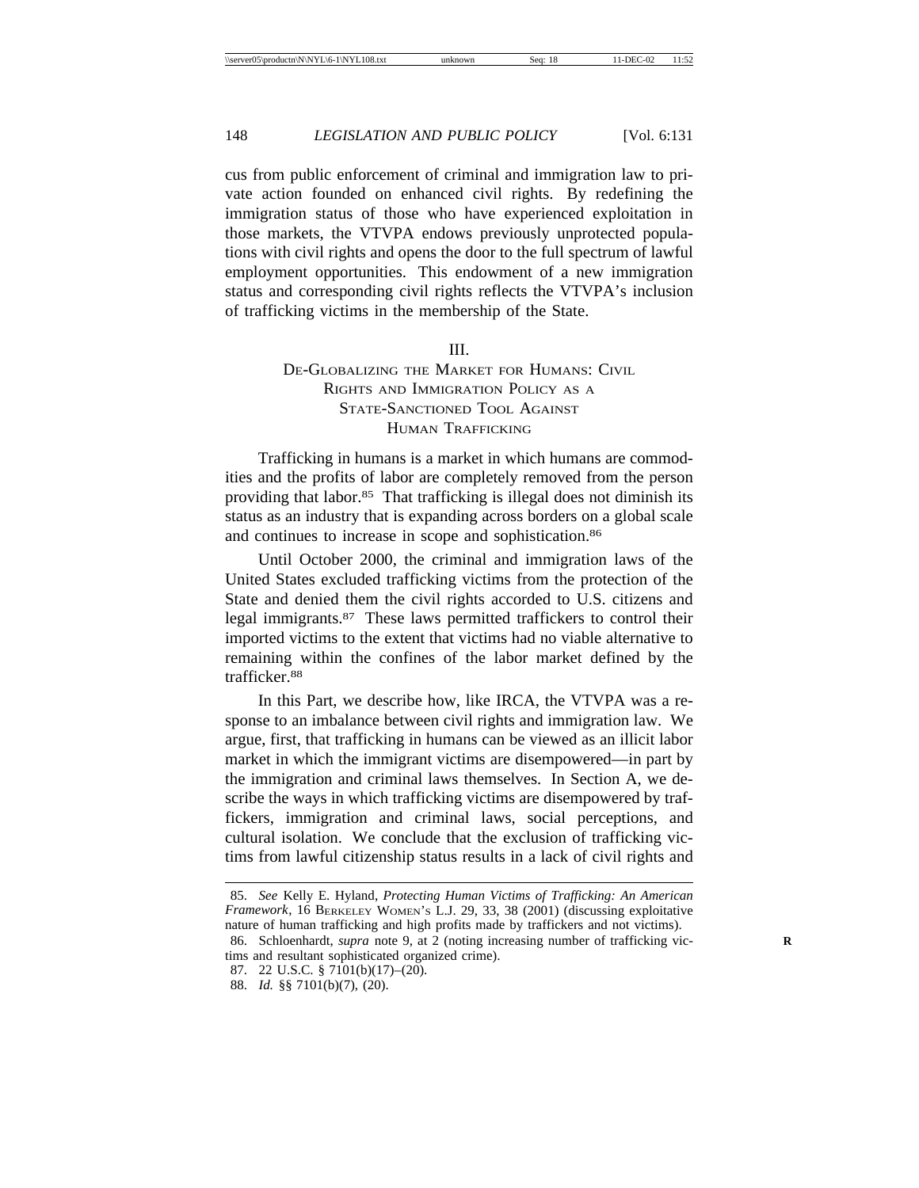cus from public enforcement of criminal and immigration law to private action founded on enhanced civil rights. By redefining the immigration status of those who have experienced exploitation in those markets, the VTVPA endows previously unprotected populations with civil rights and opens the door to the full spectrum of lawful employment opportunities. This endowment of a new immigration status and corresponding civil rights reflects the VTVPA's inclusion of trafficking victims in the membership of the State.

## III.
## De-Globalizing the Market for Humans: Civil Rights and Immigration Policy as a State-Sanctioned Tool Against Human Trafficking

Trafficking in humans is a market in which humans are commodities and the profits of labor are completely removed from the person providing that labor.[85] That trafficking is illegal does not diminish its status as an industry that is expanding across borders on a global scale and continues to increase in scope and sophistication.[86]

Until October 2000, the criminal and immigration laws of the United States excluded trafficking victims from the protection of the State and denied them the civil rights accorded to U.S. citizens and legal immigrants.[87] These laws permitted traffickers to control their imported victims to the extent that victims had no viable alternative to remaining within the confines of the labor market defined by the trafficker.[88]

In this Part, we describe how, like IRCA, the VTVPA was a response to an imbalance between civil rights and immigration law. We argue, first, that trafficking in humans can be viewed as an illicit labor market in which the immigrant victims are disempowered—in part by the immigration and criminal laws themselves. In Section A, we describe the ways in which trafficking victims are disempowered by traffickers, immigration and criminal laws, social perceptions, and cultural isolation. We conclude that the exclusion of trafficking victims from lawful citizenship status results in a lack of civil rights and

---

85. *See* Kelly E. Hyland, *Protecting Human Victims of Trafficking: An American Framework*, 16 Berkeley Women's L.J. 29, 33, 38 (2001) (discussing exploitative nature of human trafficking and high profits made by traffickers and not victims).

86. Schloenhardt, *supra* note 9, at 2 (noting increasing number of trafficking victims and resultant sophisticated organized crime).

87. 22 U.S.C. § 7101(b)(17)–(20).

88. *Id.* §§ 7101(b)(7), (20).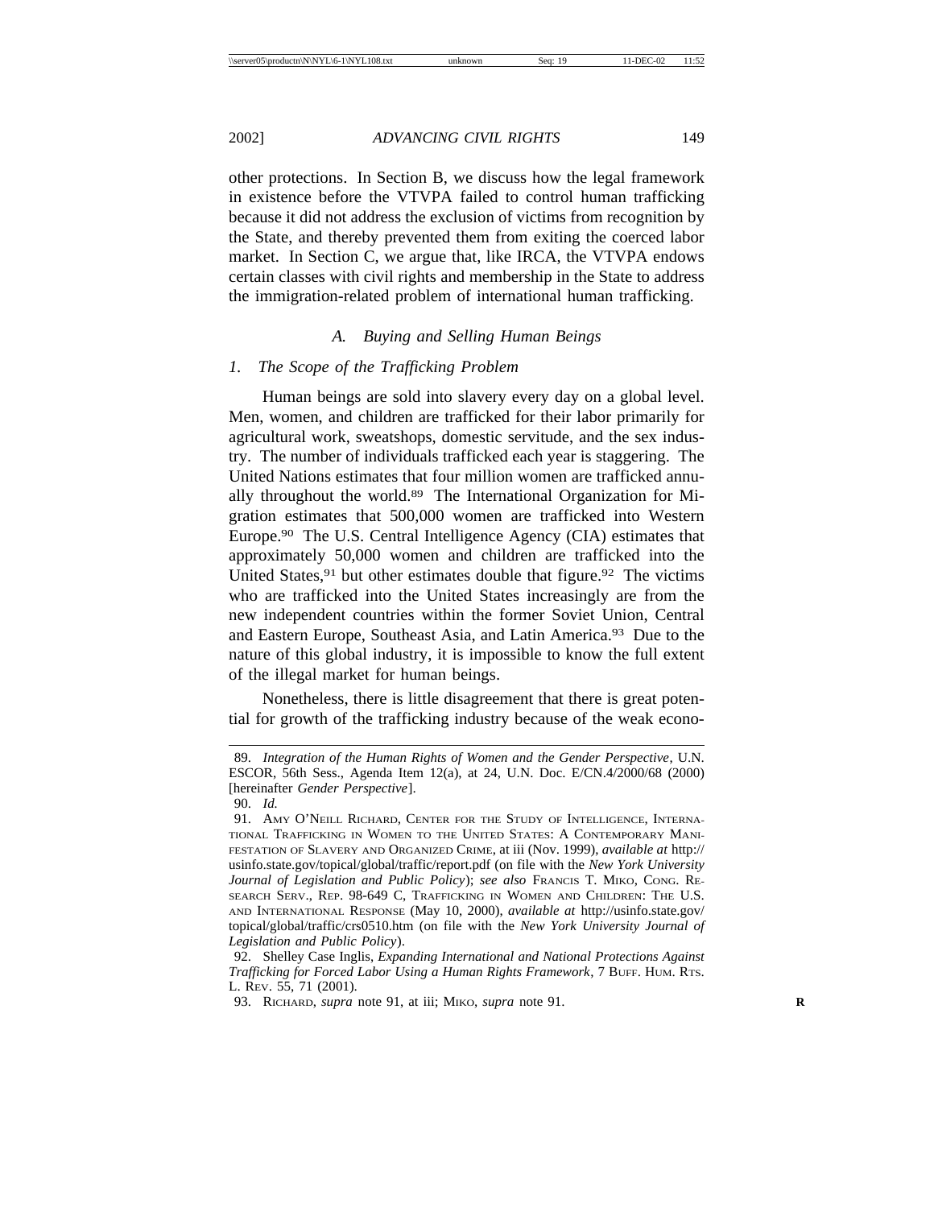other protections. In Section B, we discuss how the legal framework in existence before the VTVPA failed to control human trafficking because it did not address the exclusion of victims from recognition by the State, and thereby prevented them from exiting the coerced labor market. In Section C, we argue that, like IRCA, the VTVPA endows certain classes with civil rights and membership in the State to address the immigration-related problem of international human trafficking.

### *A. Buying and Selling Human Beings*

#### *1. The Scope of the Trafficking Problem*

Human beings are sold into slavery every day on a global level. Men, women, and children are trafficked for their labor primarily for agricultural work, sweatshops, domestic servitude, and the sex industry. The number of individuals trafficked each year is staggering. The United Nations estimates that four million women are trafficked annually throughout the world.[89] The International Organization for Migration estimates that 500,000 women are trafficked into Western Europe.[90] The U.S. Central Intelligence Agency (CIA) estimates that approximately 50,000 women and children are trafficked into the United States,[91] but other estimates double that figure.[92] The victims who are trafficked into the United States increasingly are from the new independent countries within the former Soviet Union, Central and Eastern Europe, Southeast Asia, and Latin America.[93] Due to the nature of this global industry, it is impossible to know the full extent of the illegal market for human beings.

Nonetheless, there is little disagreement that there is great potential for growth of the trafficking industry because of the weak econo-

---

89. *Integration of the Human Rights of Women and the Gender Perspective*, U.N. ESCOR, 56th Sess., Agenda Item 12(a), at 24, U.N. Doc. E/CN.4/2000/68 (2000) [hereinafter *Gender Perspective*].

90. *Id.*

91. Amy O'Neill Richard, Center for the Study of Intelligence, International Trafficking in Women to the United States: A Contemporary Manifestation of Slavery and Organized Crime, at iii (Nov. 1999), *available at* http://usinfo.state.gov/topical/global/traffic/report.pdf (on file with the *New York University Journal of Legislation and Public Policy*); *see also* Francis T. Miko, Cong. Research Serv., Rep. 98-649 C, Trafficking in Women and Children: The U.S. and International Response (May 10, 2000), *available at* http://usinfo.state.gov/topical/global/traffic/crs0510.htm (on file with the *New York University Journal of Legislation and Public Policy*).

92. Shelley Case Inglis, *Expanding International and National Protections Against Trafficking for Forced Labor Using a Human Rights Framework*, 7 Buff. Hum. Rts. L. Rev. 55, 71 (2001).

93. Richard, *supra* note 91, at iii; Miko, *supra* note 91.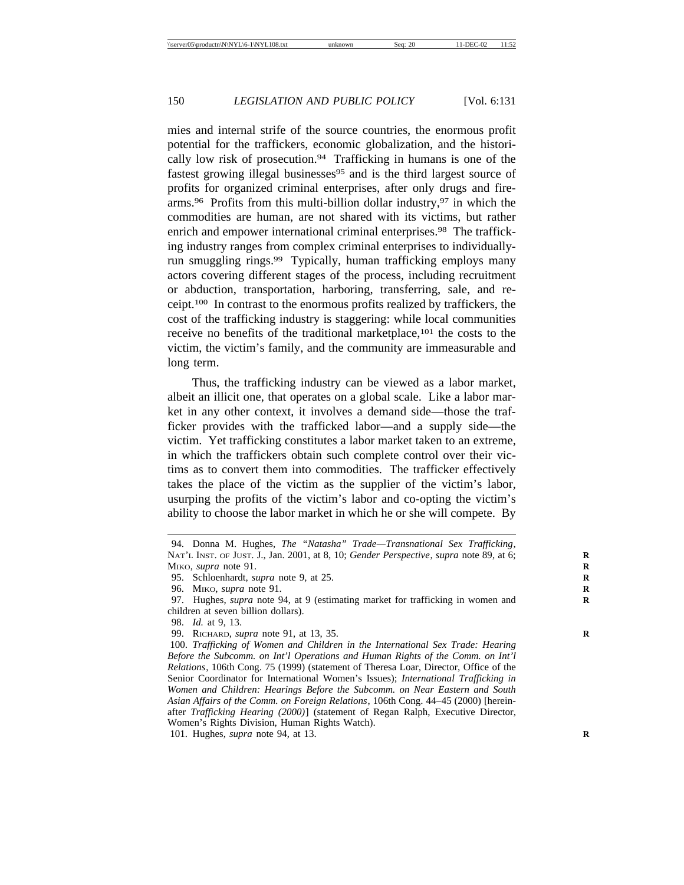mies and internal strife of the source countries, the enormous profit potential for the traffickers, economic globalization, and the historically low risk of prosecution.[94] Trafficking in humans is one of the fastest growing illegal businesses[95] and is the third largest source of profits for organized criminal enterprises, after only drugs and firearms.[96] Profits from this multi-billion dollar industry,[97] in which the commodities are human, are not shared with its victims, but rather enrich and empower international criminal enterprises.[98] The trafficking industry ranges from complex criminal enterprises to individually-run smuggling rings.[99] Typically, human trafficking employs many actors covering different stages of the process, including recruitment or abduction, transportation, harboring, transferring, sale, and receipt.[100] In contrast to the enormous profits realized by traffickers, the cost of the trafficking industry is staggering: while local communities receive no benefits of the traditional marketplace,[101] the costs to the victim, the victim's family, and the community are immeasurable and long term.

Thus, the trafficking industry can be viewed as a labor market, albeit an illicit one, that operates on a global scale. Like a labor market in any other context, it involves a demand side—those the trafficker provides with the trafficked labor—and a supply side—the victim. Yet trafficking constitutes a labor market taken to an extreme, in which the traffickers obtain such complete control over their victims as to convert them into commodities. The trafficker effectively takes the place of the victim as the supplier of the victim's labor, usurping the profits of the victim's labor and co-opting the victim's ability to choose the labor market in which he or she will compete. By

---

94. Donna M. Hughes, *The "Natasha" Trade—Transnational Sex Trafficking*, NAT'L INST. OF JUST. J., Jan. 2001, at 8, 10; *Gender Perspective*, *supra* note 89, at 6; MIKO, *supra* note 91.

95. Schloenhardt, *supra* note 9, at 25.

96. MIKO, *supra* note 91.

97. Hughes, *supra* note 94, at 9 (estimating market for trafficking in women and children at seven billion dollars).

98. *Id.* at 9, 13.

99. RICHARD, *supra* note 91, at 13, 35.

100. *Trafficking of Women and Children in the International Sex Trade: Hearing Before the Subcomm. on Int'l Operations and Human Rights of the Comm. on Int'l Relations*, 106th Cong. 75 (1999) (statement of Theresa Loar, Director, Office of the Senior Coordinator for International Women's Issues); *International Trafficking in Women and Children: Hearings Before the Subcomm. on Near Eastern and South Asian Affairs of the Comm. on Foreign Relations*, 106th Cong. 44–45 (2000) [hereinafter *Trafficking Hearing (2000)*] (statement of Regan Ralph, Executive Director, Women's Rights Division, Human Rights Watch).

101. Hughes, *supra* note 94, at 13.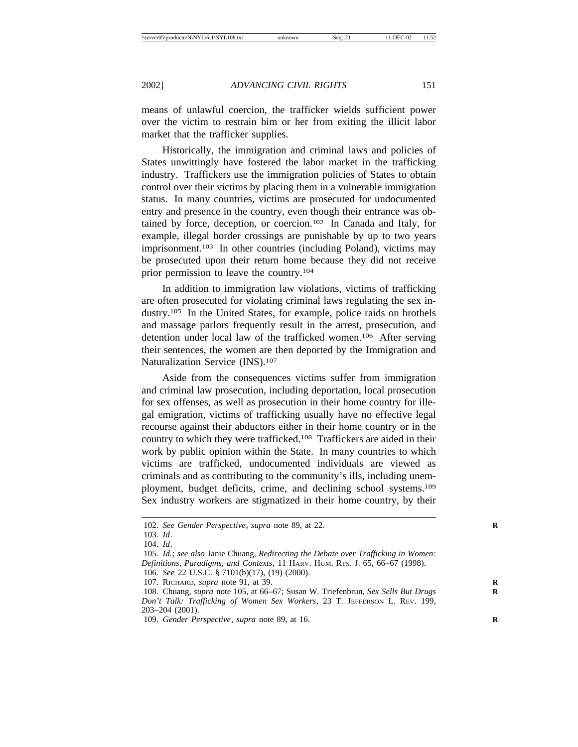means of unlawful coercion, the trafficker wields sufficient power over the victim to restrain him or her from exiting the illicit labor market that the trafficker supplies.

Historically, the immigration and criminal laws and policies of States unwittingly have fostered the labor market in the trafficking industry. Traffickers use the immigration policies of States to obtain control over their victims by placing them in a vulnerable immigration status. In many countries, victims are prosecuted for undocumented entry and presence in the country, even though their entrance was obtained by force, deception, or coercion.[102] In Canada and Italy, for example, illegal border crossings are punishable by up to two years imprisonment.[103] In other countries (including Poland), victims may be prosecuted upon their return home because they did not receive prior permission to leave the country.[104]

In addition to immigration law violations, victims of trafficking are often prosecuted for violating criminal laws regulating the sex industry.[105] In the United States, for example, police raids on brothels and massage parlors frequently result in the arrest, prosecution, and detention under local law of the trafficked women.[106] After serving their sentences, the women are then deported by the Immigration and Naturalization Service (INS).[107]

Aside from the consequences victims suffer from immigration and criminal law prosecution, including deportation, local prosecution for sex offenses, as well as prosecution in their home country for illegal emigration, victims of trafficking usually have no effective legal recourse against their abductors either in their home country or in the country to which they were trafficked.[108] Traffickers are aided in their work by public opinion within the State. In many countries to which victims are trafficked, undocumented individuals are viewed as criminals and as contributing to the community's ills, including unemployment, budget deficits, crime, and declining school systems.[109] Sex industry workers are stigmatized in their home country, by their

---

102. *See Gender Perspective*, *supra* note 89, at 22.

103. *Id*.

104. *Id*.

105. *Id.*; *see also* Janie Chuang, *Redirecting the Debate over Trafficking in Women: Definitions, Paradigms, and Contexts*, 11 HARV. HUM. RTS. J. 65, 66–67 (1998).

106. *See* 22 U.S.C. § 7101(b)(17), (19) (2000).

107. RICHARD, *supra* note 91, at 39.

108. Chuang, *supra* note 105, at 66–67; Susan W. Triefenbrun, *Sex Sells But Drugs Don't Talk: Trafficking of Women Sex Workers*, 23 T. JEFFERSON L. REV. 199, 203–204 (2001).

109. *Gender Perspective*, *supra* note 89, at 16.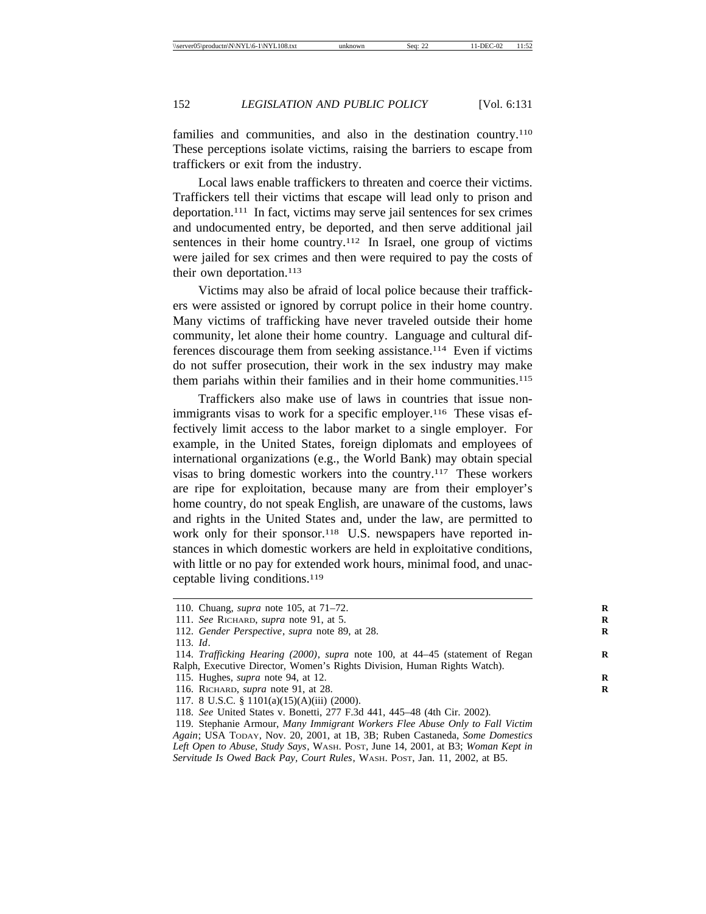families and communities, and also in the destination country.[110] These perceptions isolate victims, raising the barriers to escape from traffickers or exit from the industry.

Local laws enable traffickers to threaten and coerce their victims. Traffickers tell their victims that escape will lead only to prison and deportation.[111] In fact, victims may serve jail sentences for sex crimes and undocumented entry, be deported, and then serve additional jail sentences in their home country.[112] In Israel, one group of victims were jailed for sex crimes and then were required to pay the costs of their own deportation.[113]

Victims may also be afraid of local police because their traffickers were assisted or ignored by corrupt police in their home country. Many victims of trafficking have never traveled outside their home community, let alone their home country. Language and cultural differences discourage them from seeking assistance.[114] Even if victims do not suffer prosecution, their work in the sex industry may make them pariahs within their families and in their home communities.[115]

Traffickers also make use of laws in countries that issue nonimmigrants visas to work for a specific employer.[116] These visas effectively limit access to the labor market to a single employer. For example, in the United States, foreign diplomats and employees of international organizations (e.g., the World Bank) may obtain special visas to bring domestic workers into the country.[117] These workers are ripe for exploitation, because many are from their employer's home country, do not speak English, are unaware of the customs, laws and rights in the United States and, under the law, are permitted to work only for their sponsor.[118] U.S. newspapers have reported instances in which domestic workers are held in exploitative conditions, with little or no pay for extended work hours, minimal food, and unacceptable living conditions.[119]

---

110. Chuang, *supra* note 105, at 71–72.

111. *See* Richard, *supra* note 91, at 5.

112. *Gender Perspective*, *supra* note 89, at 28.

113. *Id*.

114. *Trafficking Hearing (2000)*, *supra* note 100, at 44–45 (statement of Regan Ralph, Executive Director, Women's Rights Division, Human Rights Watch).

115. Hughes, *supra* note 94, at 12.

116. Richard, *supra* note 91, at 28.

117. 8 U.S.C. § 1101(a)(15)(A)(iii) (2000).

118. *See* United States v. Bonetti, 277 F.3d 441, 445–48 (4th Cir. 2002).

119. Stephanie Armour, *Many Immigrant Workers Flee Abuse Only to Fall Victim Again*; USA Today, Nov. 20, 2001, at 1B, 3B; Ruben Castaneda, *Some Domestics Left Open to Abuse, Study Says*, Wash. Post, June 14, 2001, at B3; *Woman Kept in Servitude Is Owed Back Pay, Court Rules*, Wash. Post, Jan. 11, 2002, at B5.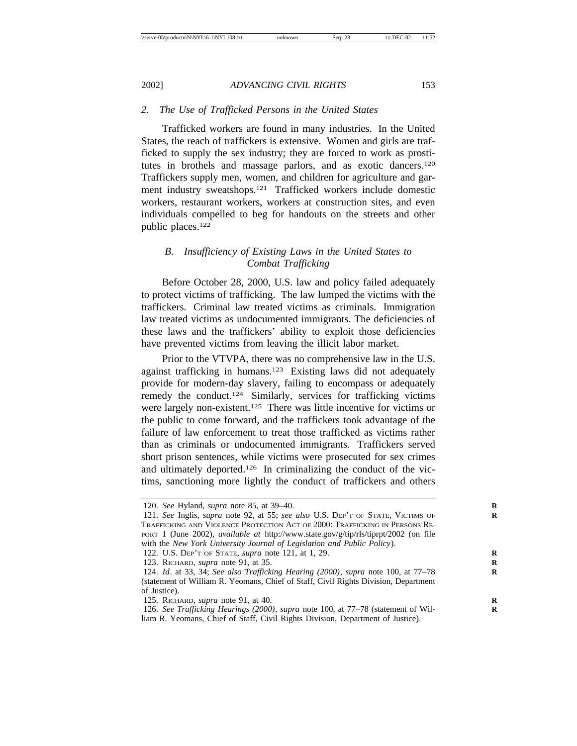### 2. *The Use of Trafficked Persons in the United States*

Trafficked workers are found in many industries. In the United States, the reach of traffickers is extensive. Women and girls are trafficked to supply the sex industry; they are forced to work as prostitutes in brothels and massage parlors, and as exotic dancers.[120] Traffickers supply men, women, and children for agriculture and garment industry sweatshops.[121] Trafficked workers include domestic workers, restaurant workers, workers at construction sites, and even individuals compelled to beg for handouts on the streets and other public places.[122]

## *B. Insufficiency of Existing Laws in the United States to Combat Trafficking*

Before October 28, 2000, U.S. law and policy failed adequately to protect victims of trafficking. The law lumped the victims with the traffickers. Criminal law treated victims as criminals. Immigration law treated victims as undocumented immigrants. The deficiencies of these laws and the traffickers' ability to exploit those deficiencies have prevented victims from leaving the illicit labor market.

Prior to the VTVPA, there was no comprehensive law in the U.S. against trafficking in humans.[123] Existing laws did not adequately provide for modern-day slavery, failing to encompass or adequately remedy the conduct.[124] Similarly, services for trafficking victims were largely non-existent.[125] There was little incentive for victims or the public to come forward, and the traffickers took advantage of the failure of law enforcement to treat those trafficked as victims rather than as criminals or undocumented immigrants. Traffickers served short prison sentences, while victims were prosecuted for sex crimes and ultimately deported.[126] In criminalizing the conduct of the victims, sanctioning more lightly the conduct of traffickers and others

---

120. *See* Hyland, *supra* note 85, at 39–40.

121. *See* Inglis, *supra* note 92, at 55; *see also* U.S. Dep't of State, Victims of Trafficking and Violence Protection Act of 2000: Trafficking in Persons Report 1 (June 2002), *available at* http://www.state.gov/g/tip/rls/tiprpt/2002 (on file with the *New York University Journal of Legislation and Public Policy*).

122. U.S. Dep't of State, *supra* note 121, at 1, 29.

123. Richard, *supra* note 91, at 35.

124. *Id*. at 33, 34; *See also Trafficking Hearing (2000)*, *supra* note 100, at 77–78 (statement of William R. Yeomans, Chief of Staff, Civil Rights Division, Department of Justice).

125. Richard, *supra* note 91, at 40.

126. *See Trafficking Hearings (2000)*, *supra* note 100, at 77–78 (statement of William R. Yeomans, Chief of Staff, Civil Rights Division, Department of Justice).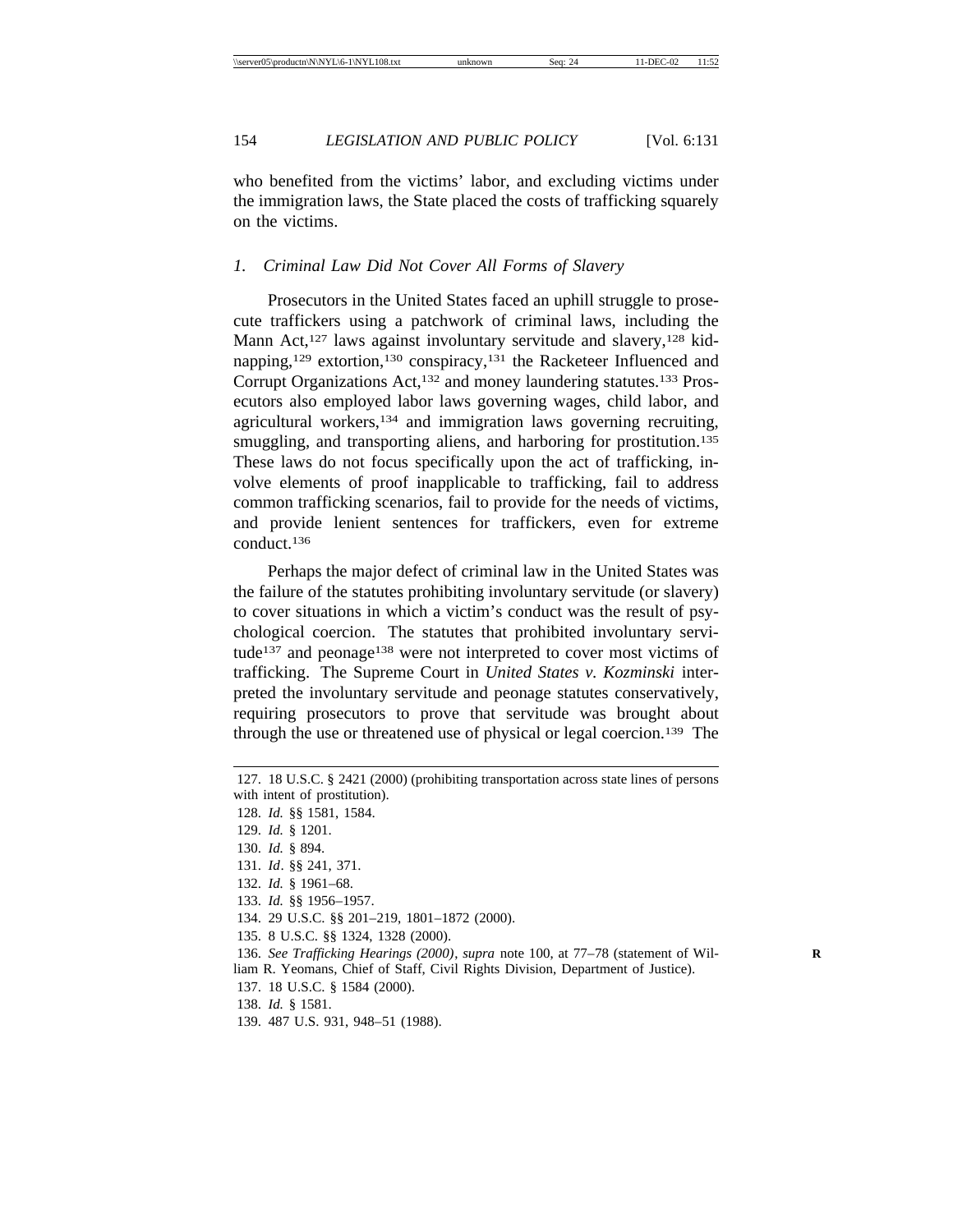who benefited from the victims' labor, and excluding victims under the immigration laws, the State placed the costs of trafficking squarely on the victims.

### *1. Criminal Law Did Not Cover All Forms of Slavery*

Prosecutors in the United States faced an uphill struggle to prosecute traffickers using a patchwork of criminal laws, including the Mann Act,[127] laws against involuntary servitude and slavery,[128] kidnapping,[129] extortion,[130] conspiracy,[131] the Racketeer Influenced and Corrupt Organizations Act,[132] and money laundering statutes.[133] Prosecutors also employed labor laws governing wages, child labor, and agricultural workers,[134] and immigration laws governing recruiting, smuggling, and transporting aliens, and harboring for prostitution.[135] These laws do not focus specifically upon the act of trafficking, involve elements of proof inapplicable to trafficking, fail to address common trafficking scenarios, fail to provide for the needs of victims, and provide lenient sentences for traffickers, even for extreme conduct.[136]

Perhaps the major defect of criminal law in the United States was the failure of the statutes prohibiting involuntary servitude (or slavery) to cover situations in which a victim's conduct was the result of psychological coercion. The statutes that prohibited involuntary servitude[137] and peonage[138] were not interpreted to cover most victims of trafficking. The Supreme Court in *United States v. Kozminski* interpreted the involuntary servitude and peonage statutes conservatively, requiring prosecutors to prove that servitude was brought about through the use or threatened use of physical or legal coercion.[139] The

---

127. 18 U.S.C. § 2421 (2000) (prohibiting transportation across state lines of persons with intent of prostitution).

128. *Id.* §§ 1581, 1584.

129. *Id.* § 1201.

130. *Id.* § 894.

131. *Id*. §§ 241, 371.

132. *Id.* § 1961–68.

133. *Id.* §§ 1956–1957.

134. 29 U.S.C. §§ 201–219, 1801–1872 (2000).

135. 8 U.S.C. §§ 1324, 1328 (2000).

136. *See Trafficking Hearings (2000)*, *supra* note 100, at 77–78 (statement of William R. Yeomans, Chief of Staff, Civil Rights Division, Department of Justice).

137. 18 U.S.C. § 1584 (2000).

138. *Id.* § 1581.

139. 487 U.S. 931, 948–51 (1988).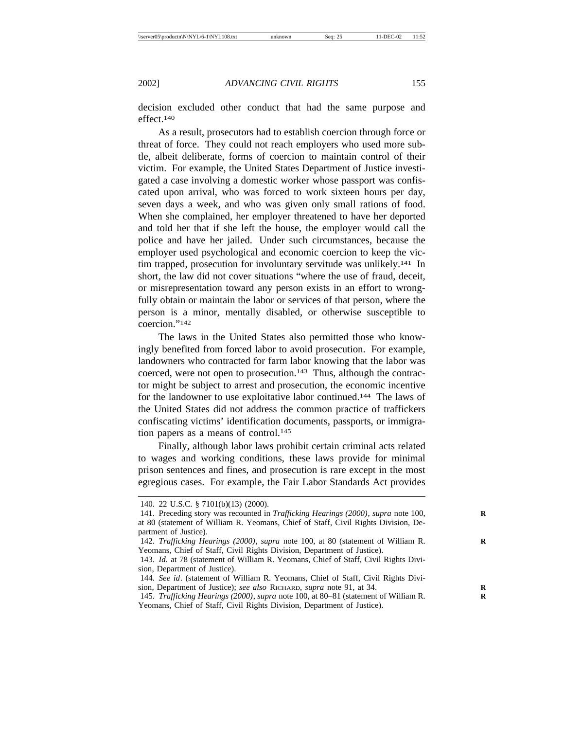decision excluded other conduct that had the same purpose and effect.[140]

As a result, prosecutors had to establish coercion through force or threat of force. They could not reach employers who used more subtle, albeit deliberate, forms of coercion to maintain control of their victim. For example, the United States Department of Justice investigated a case involving a domestic worker whose passport was confiscated upon arrival, who was forced to work sixteen hours per day, seven days a week, and who was given only small rations of food. When she complained, her employer threatened to have her deported and told her that if she left the house, the employer would call the police and have her jailed. Under such circumstances, because the employer used psychological and economic coercion to keep the victim trapped, prosecution for involuntary servitude was unlikely.[141] In short, the law did not cover situations "where the use of fraud, deceit, or misrepresentation toward any person exists in an effort to wrongfully obtain or maintain the labor or services of that person, where the person is a minor, mentally disabled, or otherwise susceptible to coercion."[142]

The laws in the United States also permitted those who knowingly benefited from forced labor to avoid prosecution. For example, landowners who contracted for farm labor knowing that the labor was coerced, were not open to prosecution.[143] Thus, although the contractor might be subject to arrest and prosecution, the economic incentive for the landowner to use exploitative labor continued.[144] The laws of the United States did not address the common practice of traffickers confiscating victims' identification documents, passports, or immigration papers as a means of control.[145]

Finally, although labor laws prohibit certain criminal acts related to wages and working conditions, these laws provide for minimal prison sentences and fines, and prosecution is rare except in the most egregious cases. For example, the Fair Labor Standards Act provides

---

140. 22 U.S.C. § 7101(b)(13) (2000).

141. Preceding story was recounted in *Trafficking Hearings (2000)*, *supra* note 100, at 80 (statement of William R. Yeomans, Chief of Staff, Civil Rights Division, Department of Justice).

142. *Trafficking Hearings (2000)*, *supra* note 100, at 80 (statement of William R. Yeomans, Chief of Staff, Civil Rights Division, Department of Justice).

143. *Id.* at 78 (statement of William R. Yeomans, Chief of Staff, Civil Rights Division, Department of Justice).

144. *See id*. (statement of William R. Yeomans, Chief of Staff, Civil Rights Division, Department of Justice); *see also* Richard, *supra* note 91, at 34.

145. *Trafficking Hearings (2000)*, *supra* note 100, at 80–81 (statement of William R. Yeomans, Chief of Staff, Civil Rights Division, Department of Justice).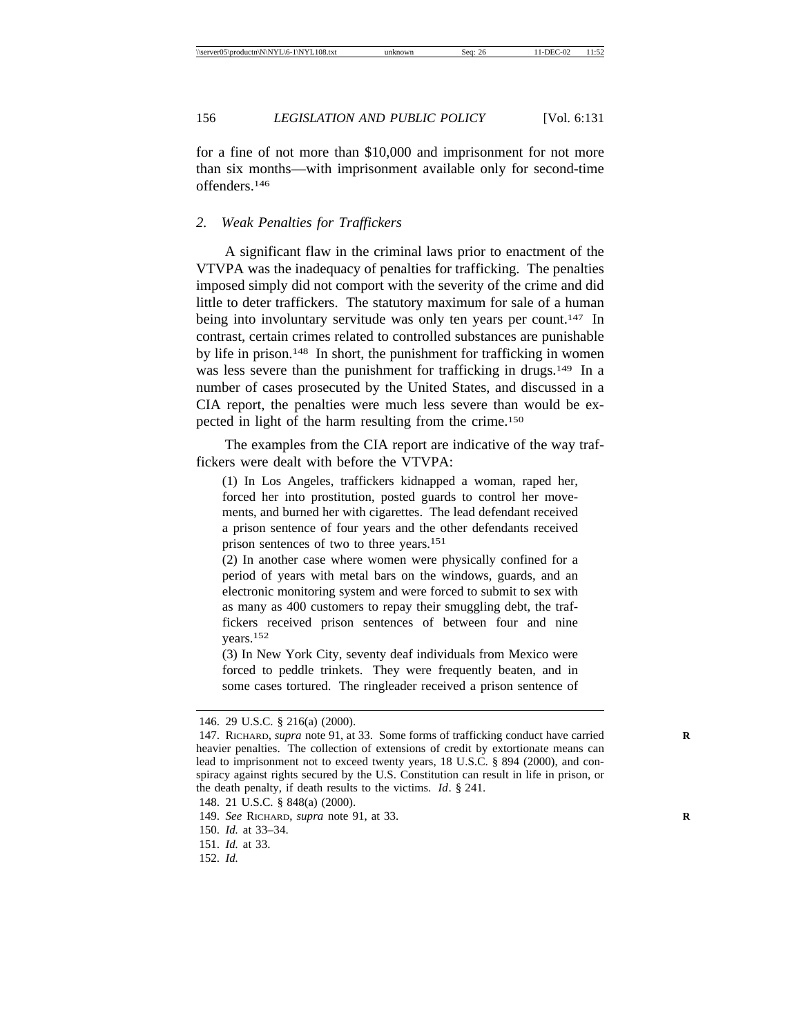for a fine of not more than $10,000 and imprisonment for not more than six months—with imprisonment available only for second-time offenders.[146]

### 2. *Weak Penalties for Traffickers*

A significant flaw in the criminal laws prior to enactment of the VTVPA was the inadequacy of penalties for trafficking. The penalties imposed simply did not comport with the severity of the crime and did little to deter traffickers. The statutory maximum for sale of a human being into involuntary servitude was only ten years per count.[147] In contrast, certain crimes related to controlled substances are punishable by life in prison.[148] In short, the punishment for trafficking in women was less severe than the punishment for trafficking in drugs.[149] In a number of cases prosecuted by the United States, and discussed in a CIA report, the penalties were much less severe than would be expected in light of the harm resulting from the crime.[150]

The examples from the CIA report are indicative of the way traffickers were dealt with before the VTVPA:

> (1) In Los Angeles, traffickers kidnapped a woman, raped her, forced her into prostitution, posted guards to control her movements, and burned her with cigarettes. The lead defendant received a prison sentence of four years and the other defendants received prison sentences of two to three years.[151]
>
> (2) In another case where women were physically confined for a period of years with metal bars on the windows, guards, and an electronic monitoring system and were forced to submit to sex with as many as 400 customers to repay their smuggling debt, the traffickers received prison sentences of between four and nine years.[152]
>
> (3) In New York City, seventy deaf individuals from Mexico were forced to peddle trinkets. They were frequently beaten, and in some cases tortured. The ringleader received a prison sentence of

---

146. 29 U.S.C. § 216(a) (2000).

147. RICHARD, *supra* note 91, at 33. Some forms of trafficking conduct have carried heavier penalties. The collection of extensions of credit by extortionate means can lead to imprisonment not to exceed twenty years, 18 U.S.C. § 894 (2000), and conspiracy against rights secured by the U.S. Constitution can result in life in prison, or the death penalty, if death results to the victims. *Id*. § 241.

148. 21 U.S.C. § 848(a) (2000).

149. *See* RICHARD, *supra* note 91, at 33.

150. *Id.* at 33–34.

151. *Id.* at 33.

152. *Id.*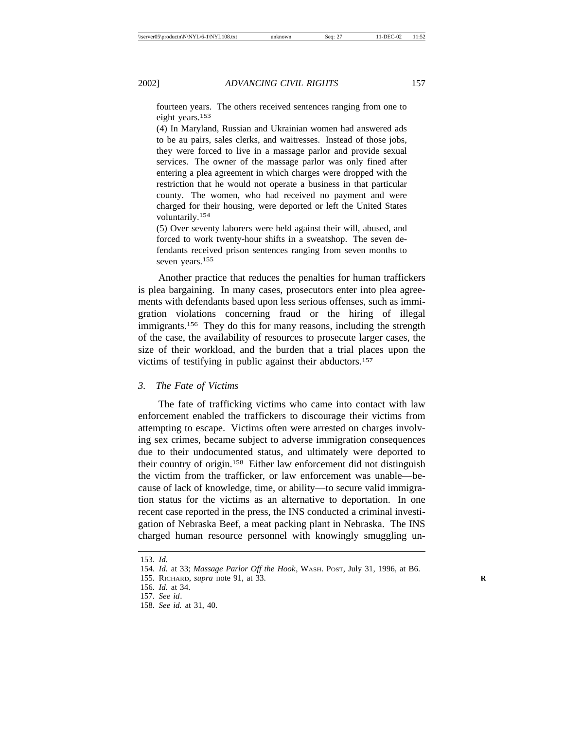fourteen years. The others received sentences ranging from one to eight years.[153]

(4) In Maryland, Russian and Ukrainian women had answered ads to be au pairs, sales clerks, and waitresses. Instead of those jobs, they were forced to live in a massage parlor and provide sexual services. The owner of the massage parlor was only fined after entering a plea agreement in which charges were dropped with the restriction that he would not operate a business in that particular county. The women, who had received no payment and were charged for their housing, were deported or left the United States voluntarily.[154]

(5) Over seventy laborers were held against their will, abused, and forced to work twenty-hour shifts in a sweatshop. The seven defendants received prison sentences ranging from seven months to seven years.[155]

Another practice that reduces the penalties for human traffickers is plea bargaining. In many cases, prosecutors enter into plea agreements with defendants based upon less serious offenses, such as immigration violations concerning fraud or the hiring of illegal immigrants.[156] They do this for many reasons, including the strength of the case, the availability of resources to prosecute larger cases, the size of their workload, and the burden that a trial places upon the victims of testifying in public against their abductors.[157]

### *3. The Fate of Victims*

The fate of trafficking victims who came into contact with law enforcement enabled the traffickers to discourage their victims from attempting to escape. Victims often were arrested on charges involving sex crimes, became subject to adverse immigration consequences due to their undocumented status, and ultimately were deported to their country of origin.[158] Either law enforcement did not distinguish the victim from the trafficker, or law enforcement was unable—because of lack of knowledge, time, or ability—to secure valid immigration status for the victims as an alternative to deportation. In one recent case reported in the press, the INS conducted a criminal investigation of Nebraska Beef, a meat packing plant in Nebraska. The INS charged human resource personnel with knowingly smuggling un-

---

153. *Id.*

154. *Id.* at 33; *Massage Parlor Off the Hook*, WASH. POST, July 31, 1996, at B6.

155. RICHARD, *supra* note 91, at 33.

156. *Id.* at 34.

157. *See id*.

158. *See id.* at 31, 40.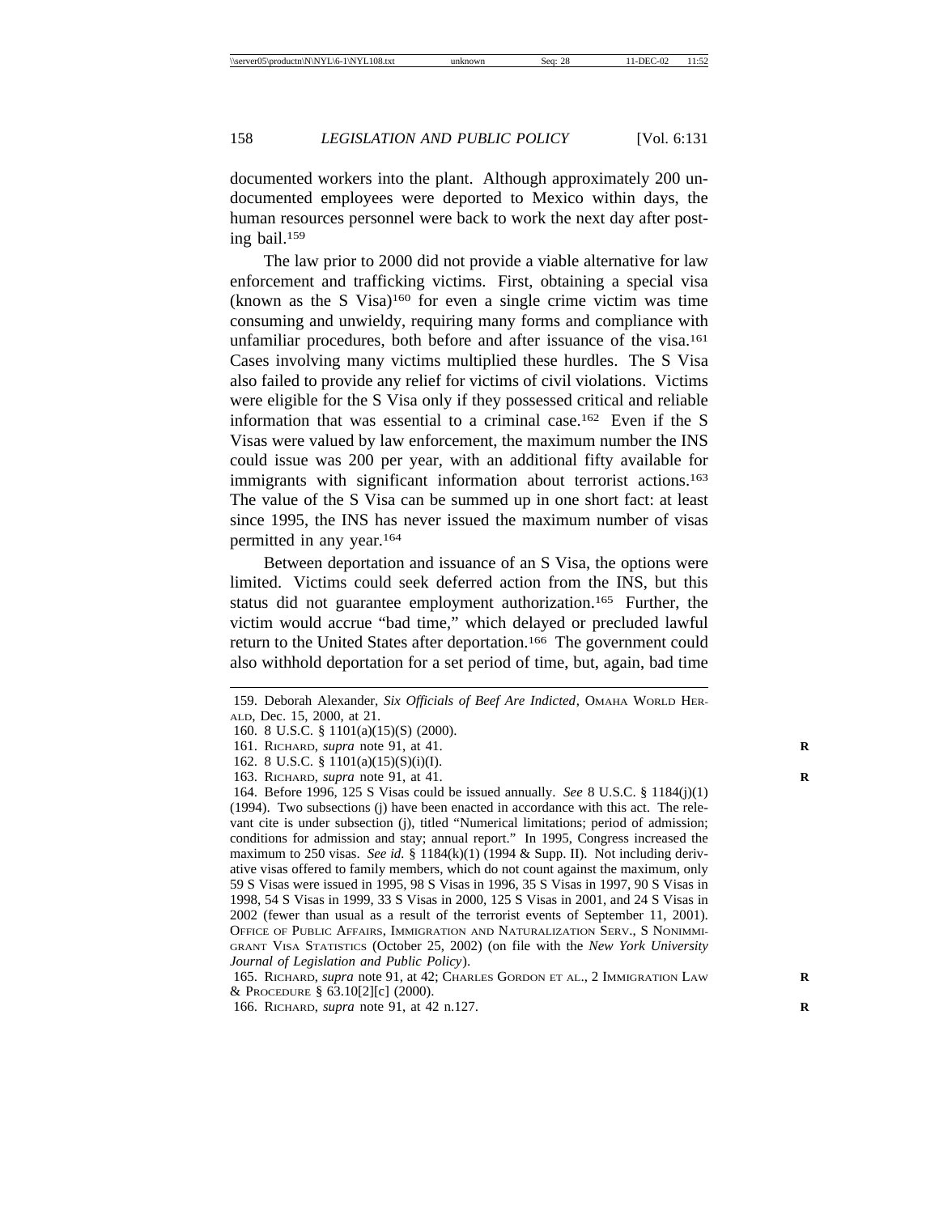documented workers into the plant. Although approximately 200 undocumented employees were deported to Mexico within days, the human resources personnel were back to work the next day after posting bail.[159]

The law prior to 2000 did not provide a viable alternative for law enforcement and trafficking victims. First, obtaining a special visa (known as the S Visa)[160] for even a single crime victim was time consuming and unwieldy, requiring many forms and compliance with unfamiliar procedures, both before and after issuance of the visa.[161] Cases involving many victims multiplied these hurdles. The S Visa also failed to provide any relief for victims of civil violations. Victims were eligible for the S Visa only if they possessed critical and reliable information that was essential to a criminal case.[162] Even if the S Visas were valued by law enforcement, the maximum number the INS could issue was 200 per year, with an additional fifty available for immigrants with significant information about terrorist actions.[163] The value of the S Visa can be summed up in one short fact: at least since 1995, the INS has never issued the maximum number of visas permitted in any year.[164]

Between deportation and issuance of an S Visa, the options were limited. Victims could seek deferred action from the INS, but this status did not guarantee employment authorization.[165] Further, the victim would accrue "bad time," which delayed or precluded lawful return to the United States after deportation.[166] The government could also withhold deportation for a set period of time, but, again, bad time

---

159. Deborah Alexander, *Six Officials of Beef Are Indicted*, OMAHA WORLD HERALD, Dec. 15, 2000, at 21.

160. 8 U.S.C. § 1101(a)(15)(S) (2000).

161. RICHARD, *supra* note 91, at 41.

162. 8 U.S.C. § 1101(a)(15)(S)(i)(I).

163. RICHARD, *supra* note 91, at 41.

164. Before 1996, 125 S Visas could be issued annually. *See* 8 U.S.C. § 1184(j)(1) (1994). Two subsections (j) have been enacted in accordance with this act. The relevant cite is under subsection (j), titled "Numerical limitations; period of admission; conditions for admission and stay; annual report." In 1995, Congress increased the maximum to 250 visas. *See id.* § 1184(k)(1) (1994 & Supp. II). Not including derivative visas offered to family members, which do not count against the maximum, only 59 S Visas were issued in 1995, 98 S Visas in 1996, 35 S Visas in 1997, 90 S Visas in 1998, 54 S Visas in 1999, 33 S Visas in 2000, 125 S Visas in 2001, and 24 S Visas in 2002 (fewer than usual as a result of the terrorist events of September 11, 2001). OFFICE OF PUBLIC AFFAIRS, IMMIGRATION AND NATURALIZATION SERV., S NONIMMIGRANT VISA STATISTICS (October 25, 2002) (on file with the *New York University Journal of Legislation and Public Policy*).

165. RICHARD, *supra* note 91, at 42; CHARLES GORDON ET AL., 2 IMMIGRATION LAW & PROCEDURE § 63.10[2][c] (2000).

166. RICHARD, *supra* note 91, at 42 n.127.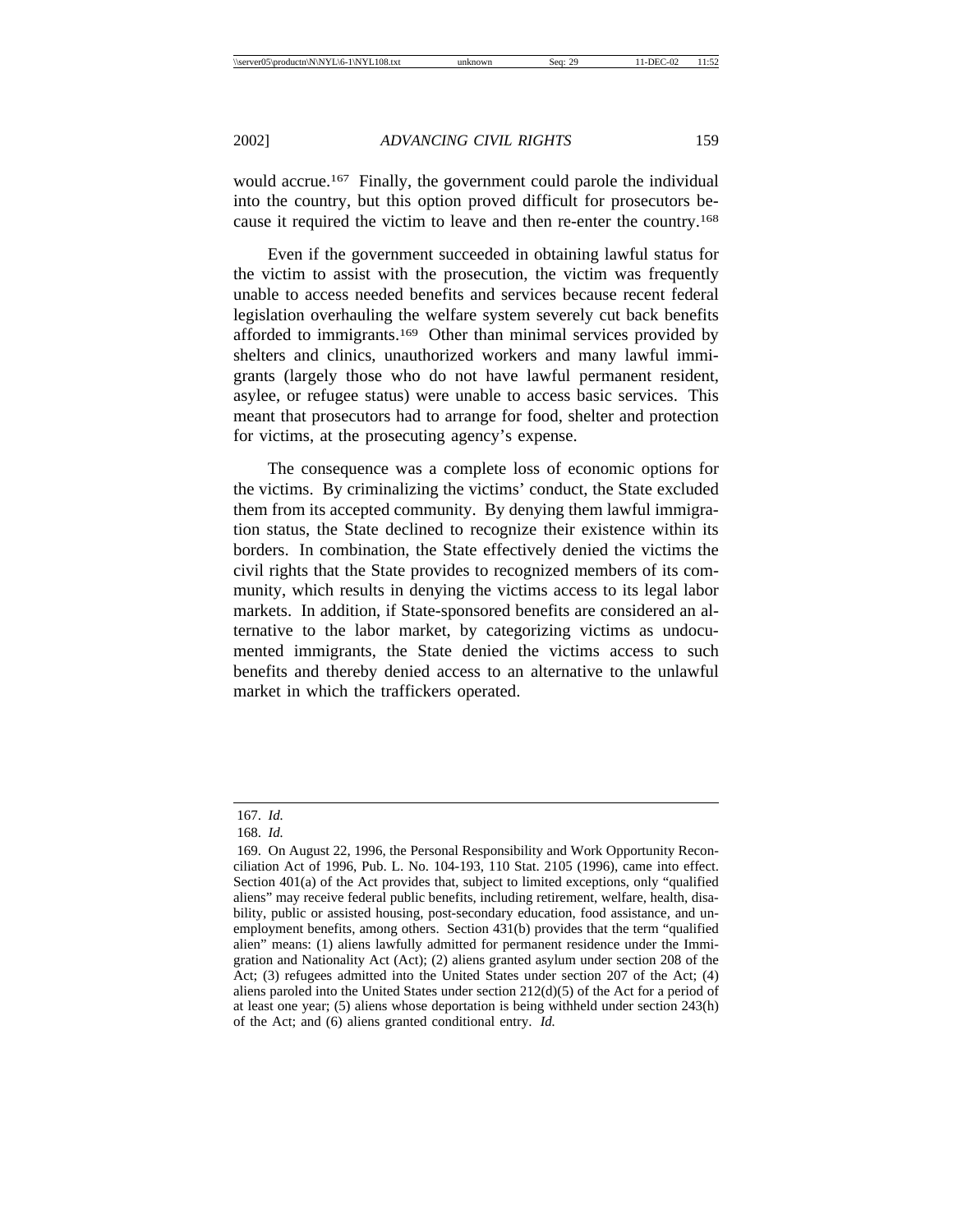would accrue.[167] Finally, the government could parole the individual into the country, but this option proved difficult for prosecutors because it required the victim to leave and then re-enter the country.[168]

Even if the government succeeded in obtaining lawful status for the victim to assist with the prosecution, the victim was frequently unable to access needed benefits and services because recent federal legislation overhauling the welfare system severely cut back benefits afforded to immigrants.[169] Other than minimal services provided by shelters and clinics, unauthorized workers and many lawful immigrants (largely those who do not have lawful permanent resident, asylee, or refugee status) were unable to access basic services. This meant that prosecutors had to arrange for food, shelter and protection for victims, at the prosecuting agency's expense.

The consequence was a complete loss of economic options for the victims. By criminalizing the victims' conduct, the State excluded them from its accepted community. By denying them lawful immigration status, the State declined to recognize their existence within its borders. In combination, the State effectively denied the victims the civil rights that the State provides to recognized members of its community, which results in denying the victims access to its legal labor markets. In addition, if State-sponsored benefits are considered an alternative to the labor market, by categorizing victims as undocumented immigrants, the State denied the victims access to such benefits and thereby denied access to an alternative to the unlawful market in which the traffickers operated.

---

167. *Id.*

168. *Id.*

169. On August 22, 1996, the Personal Responsibility and Work Opportunity Reconciliation Act of 1996, Pub. L. No. 104-193, 110 Stat. 2105 (1996), came into effect. Section 401(a) of the Act provides that, subject to limited exceptions, only "qualified aliens" may receive federal public benefits, including retirement, welfare, health, disability, public or assisted housing, post-secondary education, food assistance, and unemployment benefits, among others. Section 431(b) provides that the term "qualified alien" means: (1) aliens lawfully admitted for permanent residence under the Immigration and Nationality Act (Act); (2) aliens granted asylum under section 208 of the Act; (3) refugees admitted into the United States under section 207 of the Act; (4) aliens paroled into the United States under section 212(d)(5) of the Act for a period of at least one year; (5) aliens whose deportation is being withheld under section 243(h) of the Act; and (6) aliens granted conditional entry. *Id.*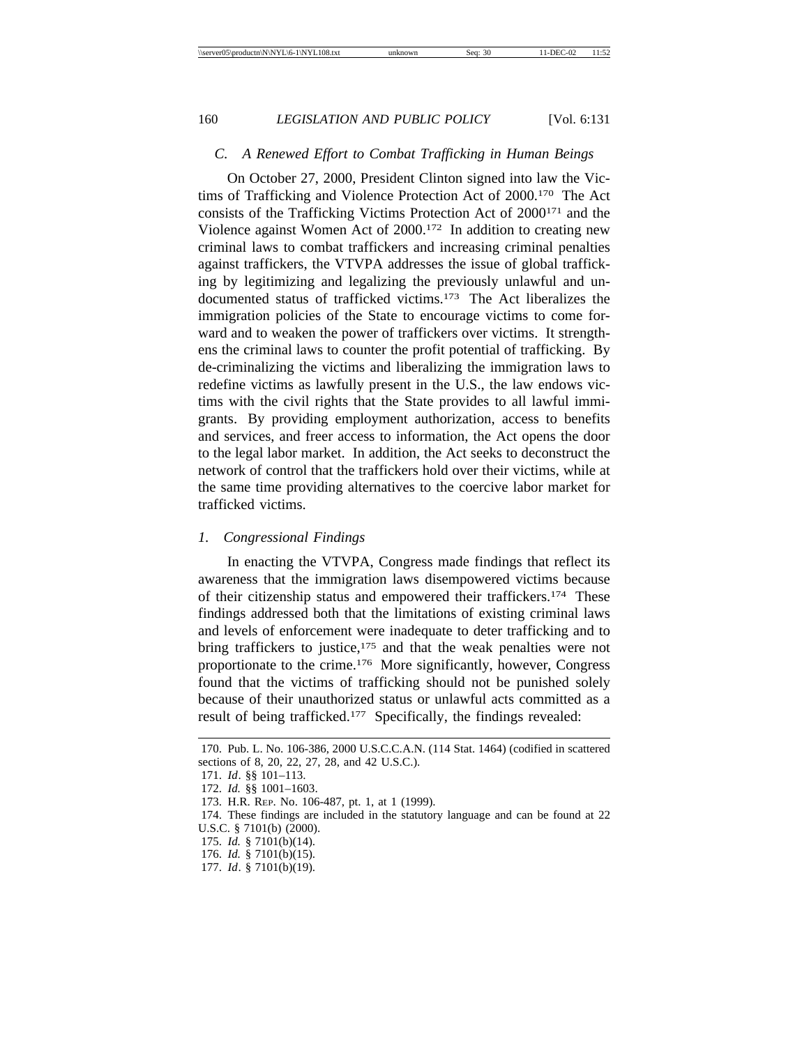### *C. A Renewed Effort to Combat Trafficking in Human Beings*

On October 27, 2000, President Clinton signed into law the Victims of Trafficking and Violence Protection Act of 2000.[170] The Act consists of the Trafficking Victims Protection Act of 2000[171] and the Violence against Women Act of 2000.[172] In addition to creating new criminal laws to combat traffickers and increasing criminal penalties against traffickers, the VTVPA addresses the issue of global trafficking by legitimizing and legalizing the previously unlawful and undocumented status of trafficked victims.[173] The Act liberalizes the immigration policies of the State to encourage victims to come forward and to weaken the power of traffickers over victims. It strengthens the criminal laws to counter the profit potential of trafficking. By de-criminalizing the victims and liberalizing the immigration laws to redefine victims as lawfully present in the U.S., the law endows victims with the civil rights that the State provides to all lawful immigrants. By providing employment authorization, access to benefits and services, and freer access to information, the Act opens the door to the legal labor market. In addition, the Act seeks to deconstruct the network of control that the traffickers hold over their victims, while at the same time providing alternatives to the coercive labor market for trafficked victims.

#### *1. Congressional Findings*

In enacting the VTVPA, Congress made findings that reflect its awareness that the immigration laws disempowered victims because of their citizenship status and empowered their traffickers.[174] These findings addressed both that the limitations of existing criminal laws and levels of enforcement were inadequate to deter trafficking and to bring traffickers to justice,[175] and that the weak penalties were not proportionate to the crime.[176] More significantly, however, Congress found that the victims of trafficking should not be punished solely because of their unauthorized status or unlawful acts committed as a result of being trafficked.[177] Specifically, the findings revealed:

---

170. Pub. L. No. 106-386, 2000 U.S.C.C.A.N. (114 Stat. 1464) (codified in scattered sections of 8, 20, 22, 27, 28, and 42 U.S.C.).

171. *Id*. §§ 101–113.

172. *Id.* §§ 1001–1603.

173. H.R. REP. No. 106-487, pt. 1, at 1 (1999).

174. These findings are included in the statutory language and can be found at 22 U.S.C. § 7101(b) (2000).

175. *Id.* § 7101(b)(14).

176. *Id.* § 7101(b)(15).

177. *Id*. § 7101(b)(19).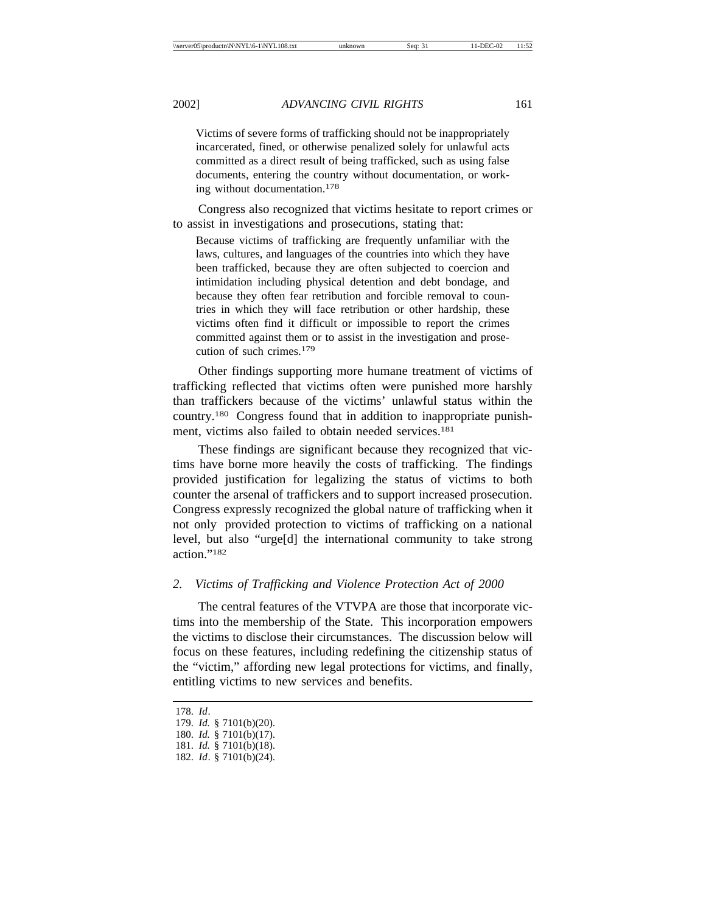> Victims of severe forms of trafficking should not be inappropriately incarcerated, fined, or otherwise penalized solely for unlawful acts committed as a direct result of being trafficked, such as using false documents, entering the country without documentation, or working without documentation.[178]

Congress also recognized that victims hesitate to report crimes or to assist in investigations and prosecutions, stating that:

> Because victims of trafficking are frequently unfamiliar with the laws, cultures, and languages of the countries into which they have been trafficked, because they are often subjected to coercion and intimidation including physical detention and debt bondage, and because they often fear retribution and forcible removal to countries in which they will face retribution or other hardship, these victims often find it difficult or impossible to report the crimes committed against them or to assist in the investigation and prosecution of such crimes.[179]

Other findings supporting more humane treatment of victims of trafficking reflected that victims often were punished more harshly than traffickers because of the victims' unlawful status within the country.[180] Congress found that in addition to inappropriate punishment, victims also failed to obtain needed services.[181]

These findings are significant because they recognized that victims have borne more heavily the costs of trafficking. The findings provided justification for legalizing the status of victims to both counter the arsenal of traffickers and to support increased prosecution. Congress expressly recognized the global nature of trafficking when it not only provided protection to victims of trafficking on a national level, but also "urge[d] the international community to take strong action."[182]

### 2. *Victims of Trafficking and Violence Protection Act of 2000*

The central features of the VTVPA are those that incorporate victims into the membership of the State. This incorporation empowers the victims to disclose their circumstances. The discussion below will focus on these features, including redefining the citizenship status of the "victim," affording new legal protections for victims, and finally, entitling victims to new services and benefits.

---

178. *Id*.
179. *Id.* § 7101(b)(20).
180. *Id.* § 7101(b)(17).
181. *Id.* § 7101(b)(18).
182. *Id*. § 7101(b)(24).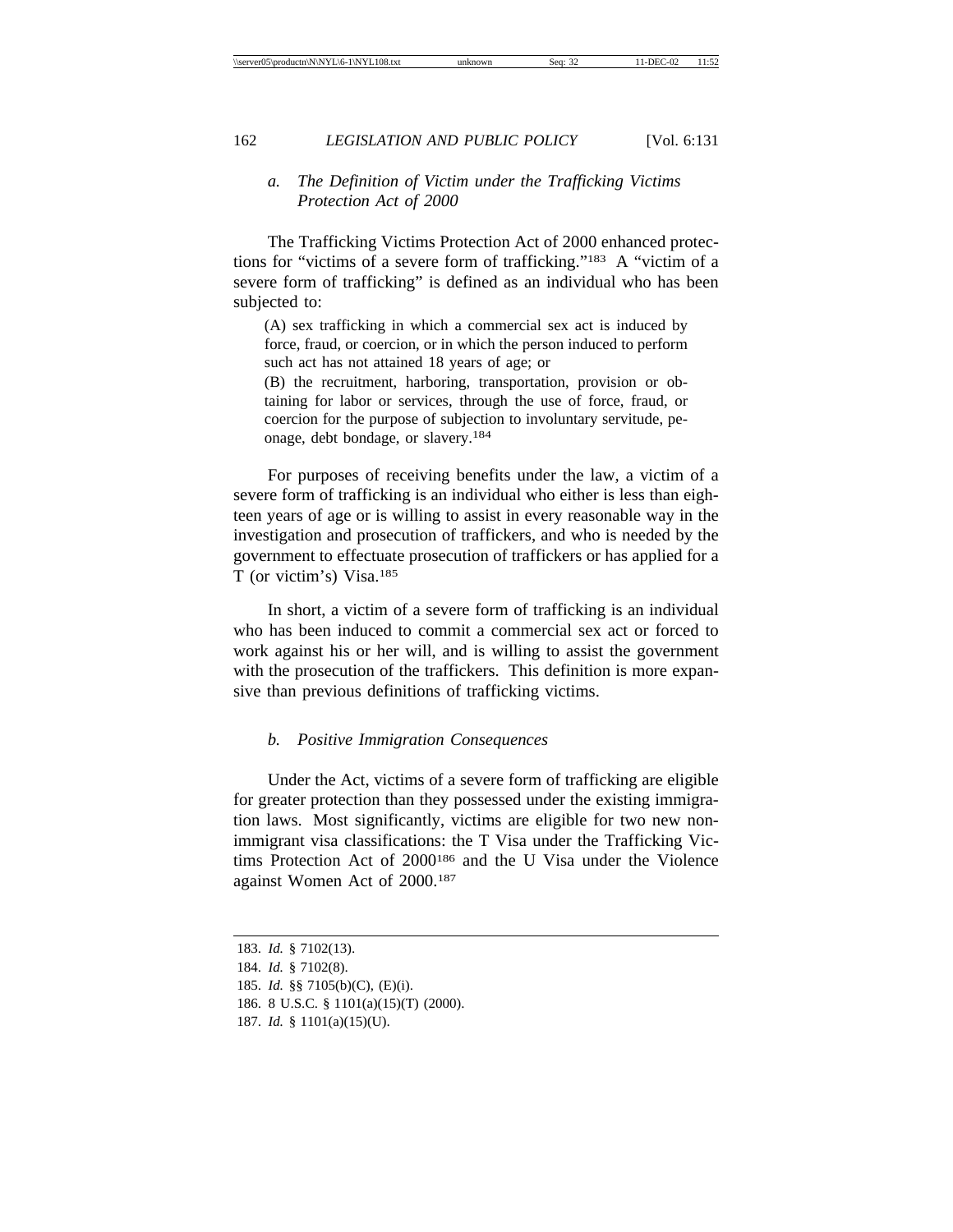*a. The Definition of Victim under the Trafficking Victims Protection Act of 2000*

The Trafficking Victims Protection Act of 2000 enhanced protections for "victims of a severe form of trafficking."[183] A "victim of a severe form of trafficking" is defined as an individual who has been subjected to:

> (A) sex trafficking in which a commercial sex act is induced by force, fraud, or coercion, or in which the person induced to perform such act has not attained 18 years of age; or
>
> (B) the recruitment, harboring, transportation, provision or obtaining for labor or services, through the use of force, fraud, or coercion for the purpose of subjection to involuntary servitude, peonage, debt bondage, or slavery.[184]

For purposes of receiving benefits under the law, a victim of a severe form of trafficking is an individual who either is less than eighteen years of age or is willing to assist in every reasonable way in the investigation and prosecution of traffickers, and who is needed by the government to effectuate prosecution of traffickers or has applied for a T (or victim's) Visa.[185]

In short, a victim of a severe form of trafficking is an individual who has been induced to commit a commercial sex act or forced to work against his or her will, and is willing to assist the government with the prosecution of the traffickers. This definition is more expansive than previous definitions of trafficking victims.

*b. Positive Immigration Consequences*

Under the Act, victims of a severe form of trafficking are eligible for greater protection than they possessed under the existing immigration laws. Most significantly, victims are eligible for two new nonimmigrant visa classifications: the T Visa under the Trafficking Victims Protection Act of 2000[186] and the U Visa under the Violence against Women Act of 2000.[187]

---

183. *Id.* § 7102(13).
184. *Id.* § 7102(8).
185. *Id.* §§ 7105(b)(C), (E)(i).
186. 8 U.S.C. § 1101(a)(15)(T) (2000).
187. *Id.* § 1101(a)(15)(U).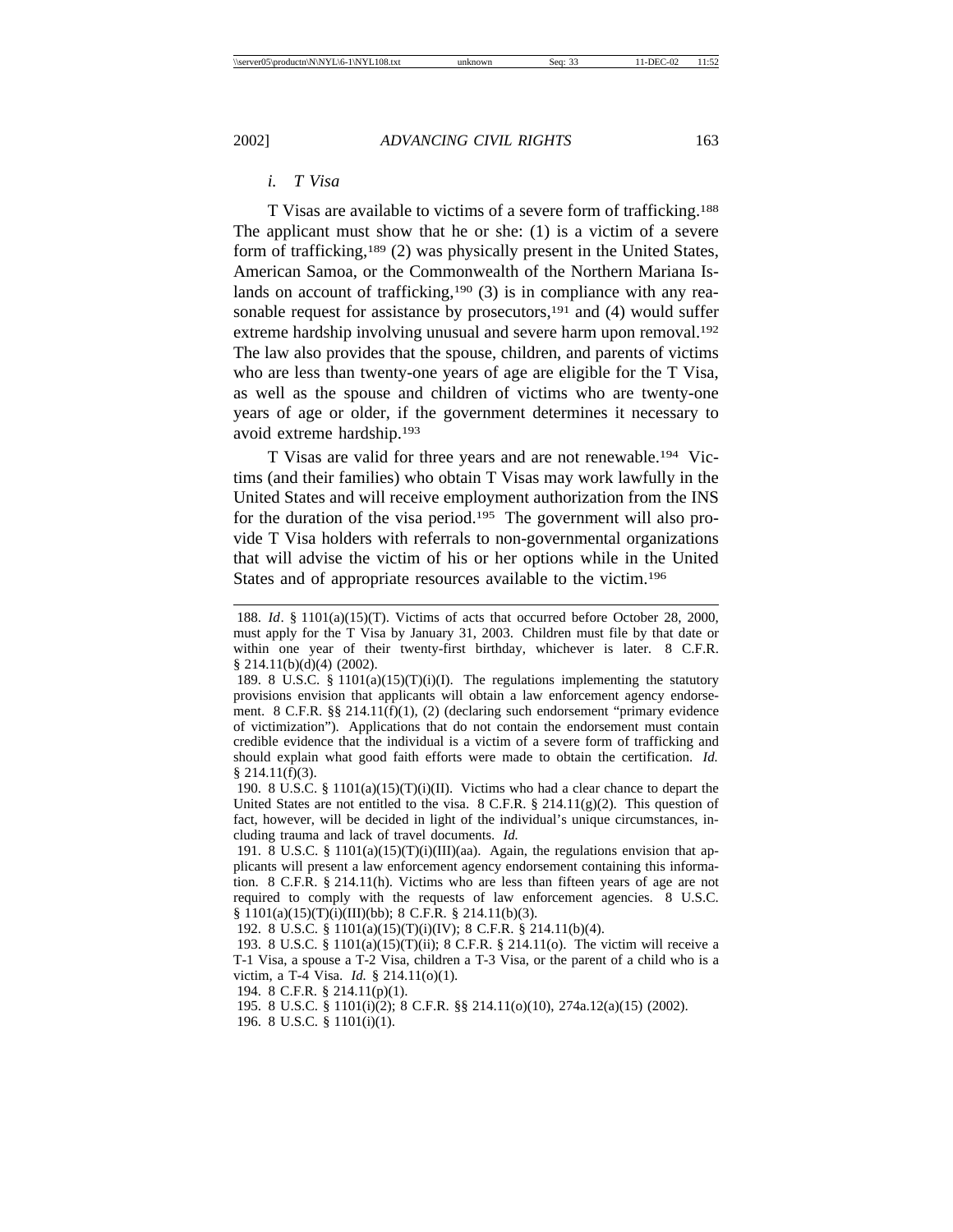*i. T Visa*

T Visas are available to victims of a severe form of trafficking.[188] The applicant must show that he or she: (1) is a victim of a severe form of trafficking,[189] (2) was physically present in the United States, American Samoa, or the Commonwealth of the Northern Mariana Islands on account of trafficking,[190] (3) is in compliance with any reasonable request for assistance by prosecutors,[191] and (4) would suffer extreme hardship involving unusual and severe harm upon removal.[192] The law also provides that the spouse, children, and parents of victims who are less than twenty-one years of age are eligible for the T Visa, as well as the spouse and children of victims who are twenty-one years of age or older, if the government determines it necessary to avoid extreme hardship.[193]

T Visas are valid for three years and are not renewable.[194] Victims (and their families) who obtain T Visas may work lawfully in the United States and will receive employment authorization from the INS for the duration of the visa period.[195] The government will also provide T Visa holders with referrals to non-governmental organizations that will advise the victim of his or her options while in the United States and of appropriate resources available to the victim.[196]

188. *Id*. § 1101(a)(15)(T). Victims of acts that occurred before October 28, 2000, must apply for the T Visa by January 31, 2003. Children must file by that date or within one year of their twenty-first birthday, whichever is later. 8 C.F.R. § 214.11(b)(d)(4) (2002).

189. 8 U.S.C. § 1101(a)(15)(T)(i)(I). The regulations implementing the statutory provisions envision that applicants will obtain a law enforcement agency endorsement. 8 C.F.R. §§ 214.11(f)(1), (2) (declaring such endorsement "primary evidence of victimization"). Applications that do not contain the endorsement must contain credible evidence that the individual is a victim of a severe form of trafficking and should explain what good faith efforts were made to obtain the certification. *Id.* § 214.11(f)(3).

190. 8 U.S.C. § 1101(a)(15)(T)(i)(II). Victims who had a clear chance to depart the United States are not entitled to the visa. 8 C.F.R. § 214.11(g)(2). This question of fact, however, will be decided in light of the individual's unique circumstances, including trauma and lack of travel documents. *Id.*

191. 8 U.S.C. § 1101(a)(15)(T)(i)(III)(aa). Again, the regulations envision that applicants will present a law enforcement agency endorsement containing this information. 8 C.F.R. § 214.11(h). Victims who are less than fifteen years of age are not required to comply with the requests of law enforcement agencies. 8 U.S.C. § 1101(a)(15)(T)(i)(III)(bb); 8 C.F.R. § 214.11(b)(3).

192. 8 U.S.C. § 1101(a)(15)(T)(i)(IV); 8 C.F.R. § 214.11(b)(4).

193. 8 U.S.C. § 1101(a)(15)(T)(ii); 8 C.F.R. § 214.11(o). The victim will receive a T-1 Visa, a spouse a T-2 Visa, children a T-3 Visa, or the parent of a child who is a victim, a T-4 Visa. *Id.* § 214.11(o)(1).

194. 8 C.F.R. § 214.11(p)(1).

195. 8 U.S.C. § 1101(i)(2); 8 C.F.R. §§ 214.11(o)(10), 274a.12(a)(15) (2002).

196. 8 U.S.C. § 1101(i)(1).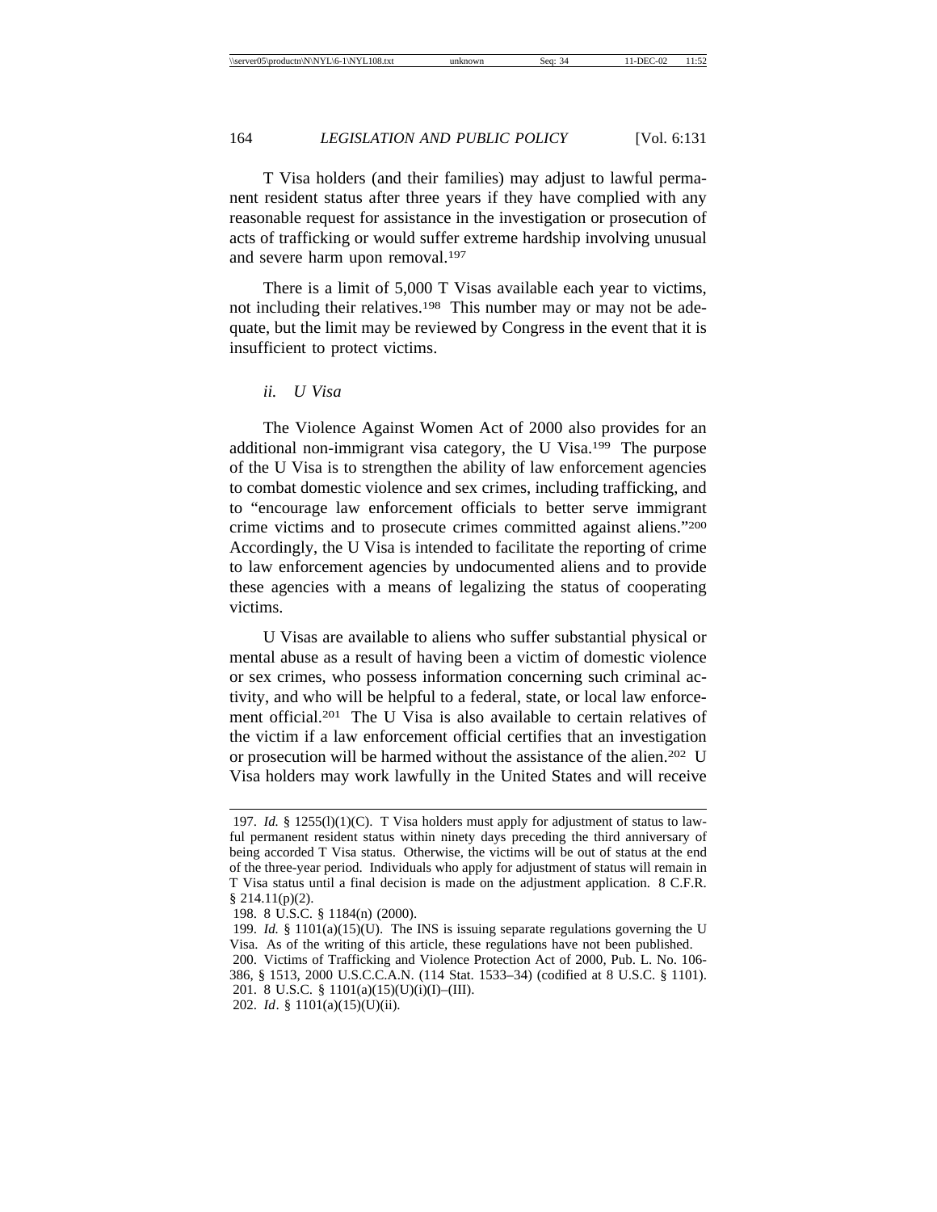T Visa holders (and their families) may adjust to lawful permanent resident status after three years if they have complied with any reasonable request for assistance in the investigation or prosecution of acts of trafficking or would suffer extreme hardship involving unusual and severe harm upon removal.[197]

There is a limit of 5,000 T Visas available each year to victims, not including their relatives.[198] This number may or may not be adequate, but the limit may be reviewed by Congress in the event that it is insufficient to protect victims.

*ii. U Visa*

The Violence Against Women Act of 2000 also provides for an additional non-immigrant visa category, the U Visa.[199] The purpose of the U Visa is to strengthen the ability of law enforcement agencies to combat domestic violence and sex crimes, including trafficking, and to "encourage law enforcement officials to better serve immigrant crime victims and to prosecute crimes committed against aliens."[200] Accordingly, the U Visa is intended to facilitate the reporting of crime to law enforcement agencies by undocumented aliens and to provide these agencies with a means of legalizing the status of cooperating victims.

U Visas are available to aliens who suffer substantial physical or mental abuse as a result of having been a victim of domestic violence or sex crimes, who possess information concerning such criminal activity, and who will be helpful to a federal, state, or local law enforcement official.[201] The U Visa is also available to certain relatives of the victim if a law enforcement official certifies that an investigation or prosecution will be harmed without the assistance of the alien.[202] U Visa holders may work lawfully in the United States and will receive

---

197. *Id.* § 1255(l)(1)(C). T Visa holders must apply for adjustment of status to lawful permanent resident status within ninety days preceding the third anniversary of being accorded T Visa status. Otherwise, the victims will be out of status at the end of the three-year period. Individuals who apply for adjustment of status will remain in T Visa status until a final decision is made on the adjustment application. 8 C.F.R. § 214.11(p)(2).

198. 8 U.S.C. § 1184(n) (2000).

199. *Id.* § 1101(a)(15)(U). The INS is issuing separate regulations governing the U Visa. As of the writing of this article, these regulations have not been published.

200. Victims of Trafficking and Violence Protection Act of 2000, Pub. L. No. 106-386, § 1513, 2000 U.S.C.C.A.N. (114 Stat. 1533–34) (codified at 8 U.S.C. § 1101).

201. 8 U.S.C. § 1101(a)(15)(U)(i)(I)–(III).

202. *Id*. § 1101(a)(15)(U)(ii).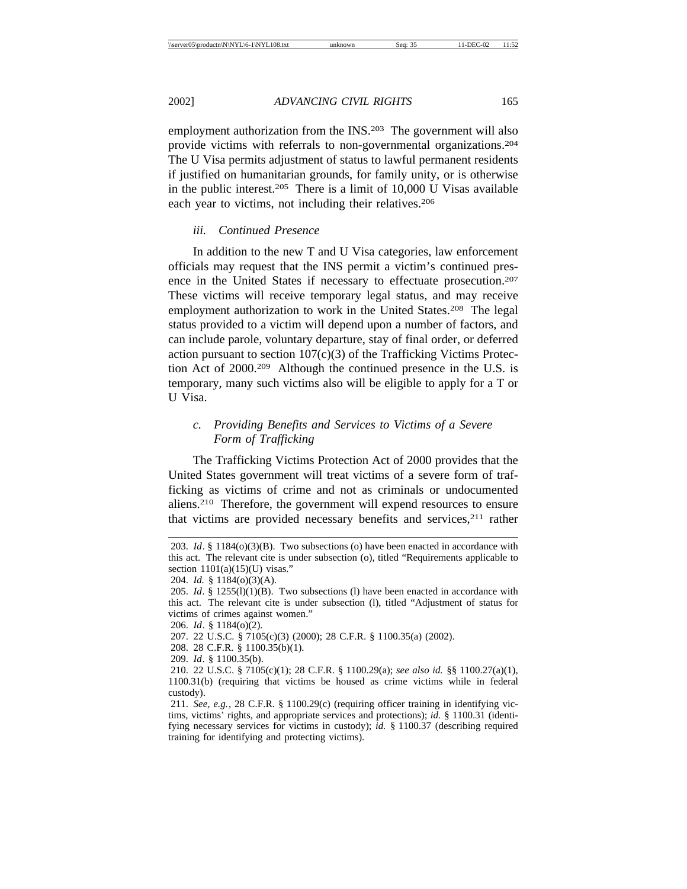employment authorization from the INS.[203] The government will also provide victims with referrals to non-governmental organizations.[204] The U Visa permits adjustment of status to lawful permanent residents if justified on humanitarian grounds, for family unity, or is otherwise in the public interest.[205] There is a limit of 10,000 U Visas available each year to victims, not including their relatives.[206]

#### *iii. Continued Presence*

In addition to the new T and U Visa categories, law enforcement officials may request that the INS permit a victim's continued presence in the United States if necessary to effectuate prosecution.[207] These victims will receive temporary legal status, and may receive employment authorization to work in the United States.[208] The legal status provided to a victim will depend upon a number of factors, and can include parole, voluntary departure, stay of final order, or deferred action pursuant to section 107(c)(3) of the Trafficking Victims Protection Act of 2000.[209] Although the continued presence in the U.S. is temporary, many such victims also will be eligible to apply for a T or U Visa.

### *c. Providing Benefits and Services to Victims of a Severe Form of Trafficking*

The Trafficking Victims Protection Act of 2000 provides that the United States government will treat victims of a severe form of trafficking as victims of crime and not as criminals or undocumented aliens.[210] Therefore, the government will expend resources to ensure that victims are provided necessary benefits and services,[211] rather

---

203. *Id*. § 1184(o)(3)(B). Two subsections (o) have been enacted in accordance with this act. The relevant cite is under subsection (o), titled "Requirements applicable to section 1101(a)(15)(U) visas."

204. *Id.* § 1184(o)(3)(A).

205. *Id*. § 1255(l)(1)(B). Two subsections (l) have been enacted in accordance with this act. The relevant cite is under subsection (l), titled "Adjustment of status for victims of crimes against women."

206. *Id*. § 1184(o)(2).

207. 22 U.S.C. § 7105(c)(3) (2000); 28 C.F.R. § 1100.35(a) (2002).

208. 28 C.F.R. § 1100.35(b)(1).

209. *Id*. § 1100.35(b).

210. 22 U.S.C. § 7105(c)(1); 28 C.F.R. § 1100.29(a); *see also id.* §§ 1100.27(a)(1), 1100.31(b) (requiring that victims be housed as crime victims while in federal custody).

211. *See, e.g.*, 28 C.F.R. § 1100.29(c) (requiring officer training in identifying victims, victims' rights, and appropriate services and protections); *id.* § 1100.31 (identifying necessary services for victims in custody); *id.* § 1100.37 (describing required training for identifying and protecting victims).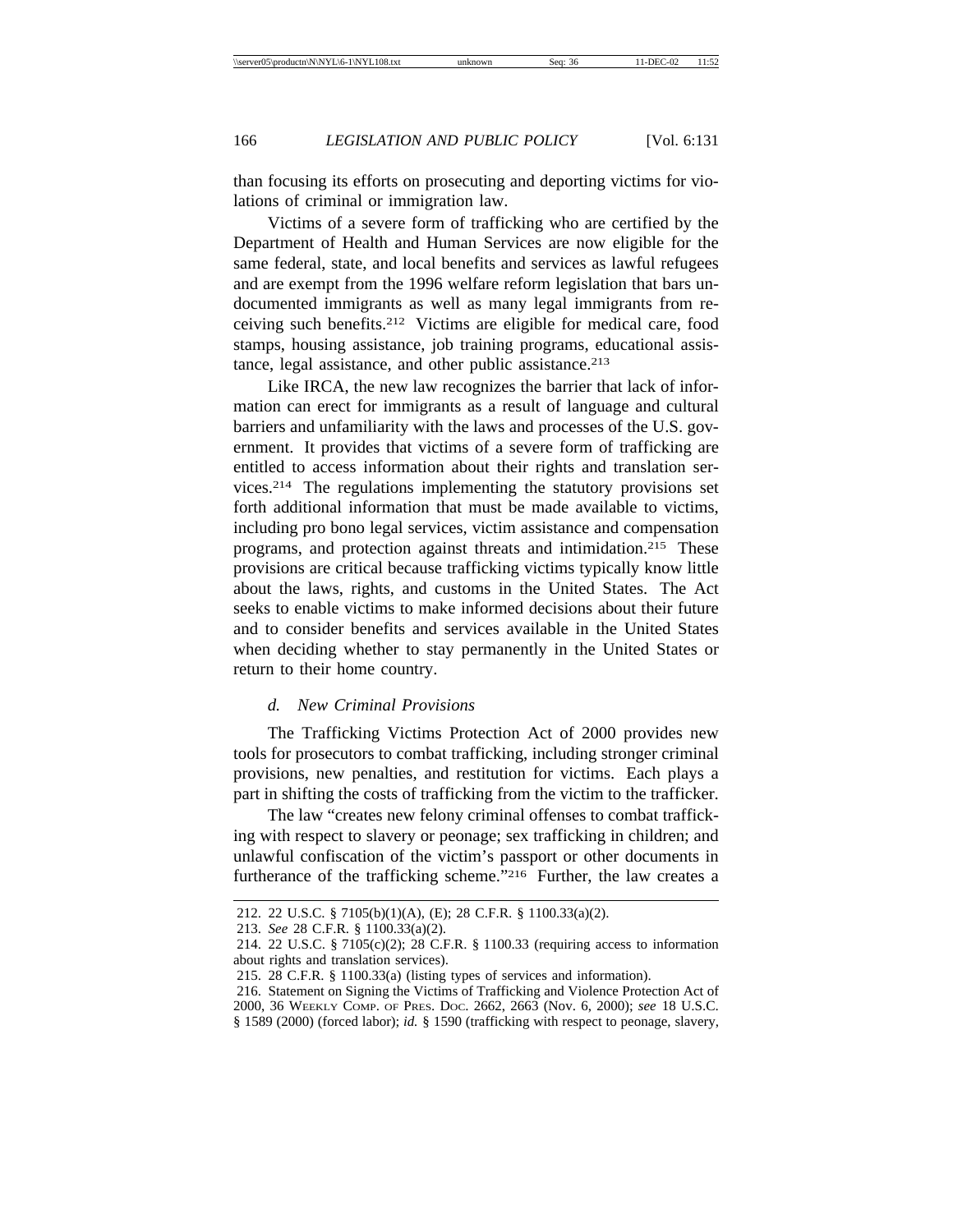than focusing its efforts on prosecuting and deporting victims for violations of criminal or immigration law.

Victims of a severe form of trafficking who are certified by the Department of Health and Human Services are now eligible for the same federal, state, and local benefits and services as lawful refugees and are exempt from the 1996 welfare reform legislation that bars undocumented immigrants as well as many legal immigrants from receiving such benefits.[212] Victims are eligible for medical care, food stamps, housing assistance, job training programs, educational assistance, legal assistance, and other public assistance.[213]

Like IRCA, the new law recognizes the barrier that lack of information can erect for immigrants as a result of language and cultural barriers and unfamiliarity with the laws and processes of the U.S. government. It provides that victims of a severe form of trafficking are entitled to access information about their rights and translation services.[214] The regulations implementing the statutory provisions set forth additional information that must be made available to victims, including pro bono legal services, victim assistance and compensation programs, and protection against threats and intimidation.[215] These provisions are critical because trafficking victims typically know little about the laws, rights, and customs in the United States. The Act seeks to enable victims to make informed decisions about their future and to consider benefits and services available in the United States when deciding whether to stay permanently in the United States or return to their home country.

#### *d. New Criminal Provisions*

The Trafficking Victims Protection Act of 2000 provides new tools for prosecutors to combat trafficking, including stronger criminal provisions, new penalties, and restitution for victims. Each plays a part in shifting the costs of trafficking from the victim to the trafficker.

The law "creates new felony criminal offenses to combat trafficking with respect to slavery or peonage; sex trafficking in children; and unlawful confiscation of the victim's passport or other documents in furtherance of the trafficking scheme."[216] Further, the law creates a

---

212. 22 U.S.C. § 7105(b)(1)(A), (E); 28 C.F.R. § 1100.33(a)(2).

213. *See* 28 C.F.R. § 1100.33(a)(2).

214. 22 U.S.C. § 7105(c)(2); 28 C.F.R. § 1100.33 (requiring access to information about rights and translation services).

215. 28 C.F.R. § 1100.33(a) (listing types of services and information).

216. Statement on Signing the Victims of Trafficking and Violence Protection Act of 2000, 36 WEEKLY COMP. OF PRES. DOC. 2662, 2663 (Nov. 6, 2000); *see* 18 U.S.C. § 1589 (2000) (forced labor); *id.* § 1590 (trafficking with respect to peonage, slavery,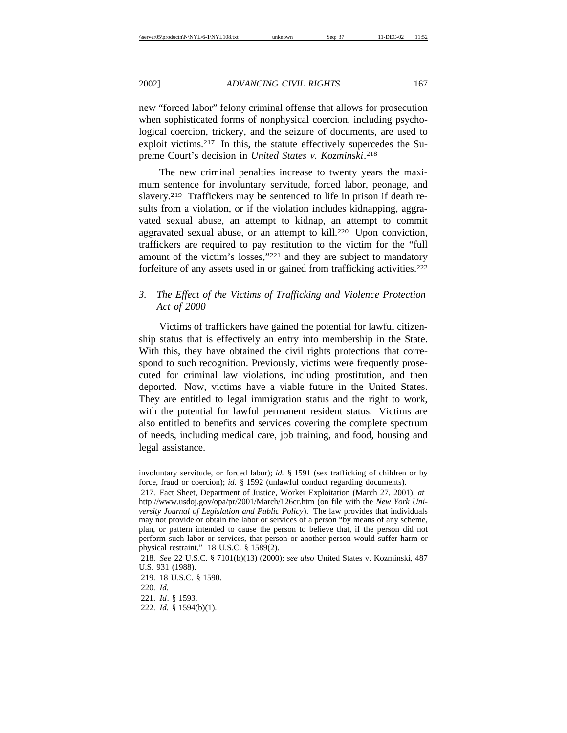new "forced labor" felony criminal offense that allows for prosecution when sophisticated forms of nonphysical coercion, including psychological coercion, trickery, and the seizure of documents, are used to exploit victims.[217] In this, the statute effectively supercedes the Supreme Court's decision in *United States v. Kozminski*.[218]

The new criminal penalties increase to twenty years the maximum sentence for involuntary servitude, forced labor, peonage, and slavery.[219] Traffickers may be sentenced to life in prison if death results from a violation, or if the violation includes kidnapping, aggravated sexual abuse, an attempt to kidnap, an attempt to commit aggravated sexual abuse, or an attempt to kill.[220] Upon conviction, traffickers are required to pay restitution to the victim for the "full amount of the victim's losses,"[221] and they are subject to mandatory forfeiture of any assets used in or gained from trafficking activities.[222]

### 3. *The Effect of the Victims of Trafficking and Violence Protection Act of 2000*

Victims of traffickers have gained the potential for lawful citizenship status that is effectively an entry into membership in the State. With this, they have obtained the civil rights protections that correspond to such recognition. Previously, victims were frequently prosecuted for criminal law violations, including prostitution, and then deported. Now, victims have a viable future in the United States. They are entitled to legal immigration status and the right to work, with the potential for lawful permanent resident status. Victims are also entitled to benefits and services covering the complete spectrum of needs, including medical care, job training, and food, housing and legal assistance.

---

involuntary servitude, or forced labor); *id.* § 1591 (sex trafficking of children or by force, fraud or coercion); *id.* § 1592 (unlawful conduct regarding documents).

217. Fact Sheet, Department of Justice, Worker Exploitation (March 27, 2001), *at* http://www.usdoj.gov/opa/pr/2001/March/126cr.htm (on file with the *New York University Journal of Legislation and Public Policy*). The law provides that individuals may not provide or obtain the labor or services of a person "by means of any scheme, plan, or pattern intended to cause the person to believe that, if the person did not perform such labor or services, that person or another person would suffer harm or physical restraint." 18 U.S.C. § 1589(2).

218. *See* 22 U.S.C. § 7101(b)(13) (2000); *see also* United States v. Kozminski, 487 U.S. 931 (1988).

219. 18 U.S.C. § 1590.

220. *Id.*

221. *Id*. § 1593.

222. *Id.* § 1594(b)(1).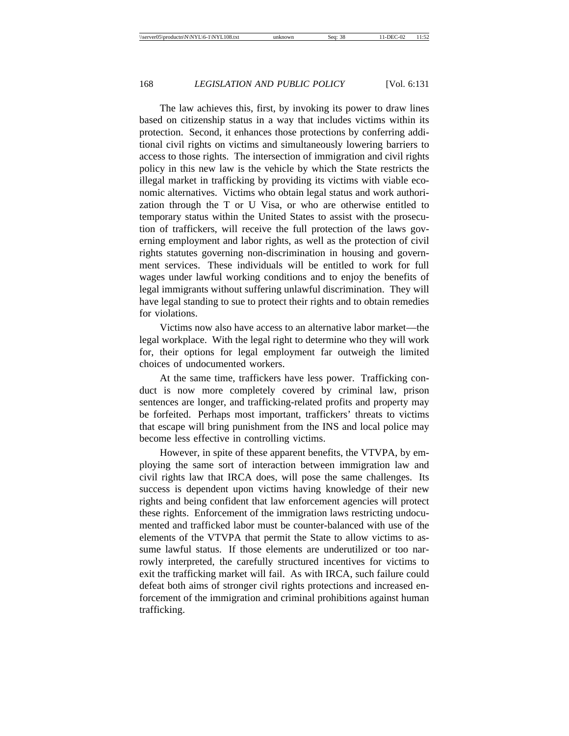The law achieves this, first, by invoking its power to draw lines based on citizenship status in a way that includes victims within its protection. Second, it enhances those protections by conferring additional civil rights on victims and simultaneously lowering barriers to access to those rights. The intersection of immigration and civil rights policy in this new law is the vehicle by which the State restricts the illegal market in trafficking by providing its victims with viable economic alternatives. Victims who obtain legal status and work authorization through the T or U Visa, or who are otherwise entitled to temporary status within the United States to assist with the prosecution of traffickers, will receive the full protection of the laws governing employment and labor rights, as well as the protection of civil rights statutes governing non-discrimination in housing and government services. These individuals will be entitled to work for full wages under lawful working conditions and to enjoy the benefits of legal immigrants without suffering unlawful discrimination. They will have legal standing to sue to protect their rights and to obtain remedies for violations.

Victims now also have access to an alternative labor market—the legal workplace. With the legal right to determine who they will work for, their options for legal employment far outweigh the limited choices of undocumented workers.

At the same time, traffickers have less power. Trafficking conduct is now more completely covered by criminal law, prison sentences are longer, and trafficking-related profits and property may be forfeited. Perhaps most important, traffickers' threats to victims that escape will bring punishment from the INS and local police may become less effective in controlling victims.

However, in spite of these apparent benefits, the VTVPA, by employing the same sort of interaction between immigration law and civil rights law that IRCA does, will pose the same challenges. Its success is dependent upon victims having knowledge of their new rights and being confident that law enforcement agencies will protect these rights. Enforcement of the immigration laws restricting undocumented and trafficked labor must be counter-balanced with use of the elements of the VTVPA that permit the State to allow victims to assume lawful status. If those elements are underutilized or too narrowly interpreted, the carefully structured incentives for victims to exit the trafficking market will fail. As with IRCA, such failure could defeat both aims of stronger civil rights protections and increased enforcement of the immigration and criminal prohibitions against human trafficking.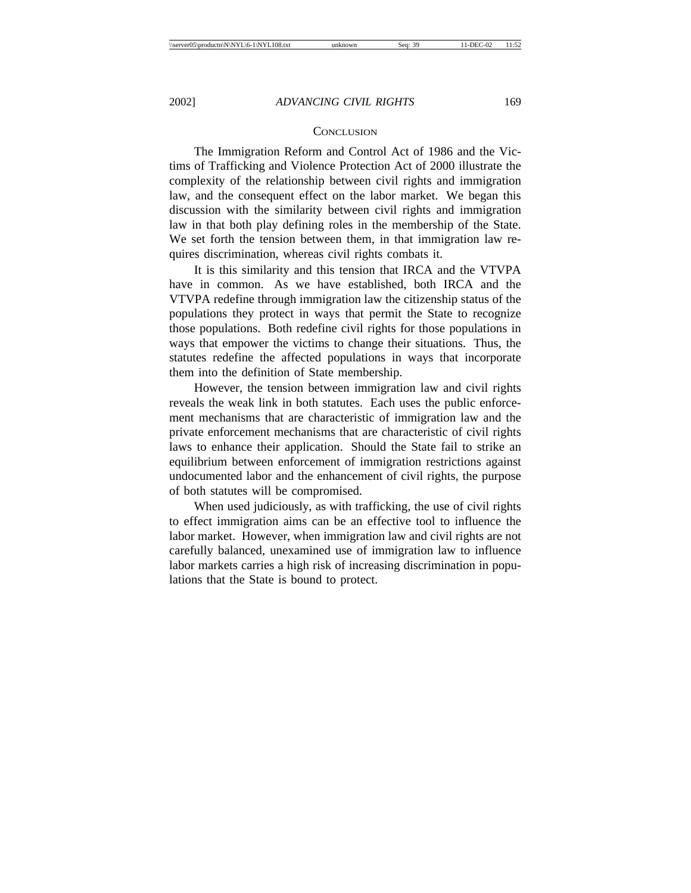## CONCLUSION

The Immigration Reform and Control Act of 1986 and the Victims of Trafficking and Violence Protection Act of 2000 illustrate the complexity of the relationship between civil rights and immigration law, and the consequent effect on the labor market. We began this discussion with the similarity between civil rights and immigration law in that both play defining roles in the membership of the State. We set forth the tension between them, in that immigration law requires discrimination, whereas civil rights combats it.

It is this similarity and this tension that IRCA and the VTVPA have in common. As we have established, both IRCA and the VTVPA redefine through immigration law the citizenship status of the populations they protect in ways that permit the State to recognize those populations. Both redefine civil rights for those populations in ways that empower the victims to change their situations. Thus, the statutes redefine the affected populations in ways that incorporate them into the definition of State membership.

However, the tension between immigration law and civil rights reveals the weak link in both statutes. Each uses the public enforcement mechanisms that are characteristic of immigration law and the private enforcement mechanisms that are characteristic of civil rights laws to enhance their application. Should the State fail to strike an equilibrium between enforcement of immigration restrictions against undocumented labor and the enhancement of civil rights, the purpose of both statutes will be compromised.

When used judiciously, as with trafficking, the use of civil rights to effect immigration aims can be an effective tool to influence the labor market. However, when immigration law and civil rights are not carefully balanced, unexamined use of immigration law to influence labor markets carries a high risk of increasing discrimination in populations that the State is bound to protect.